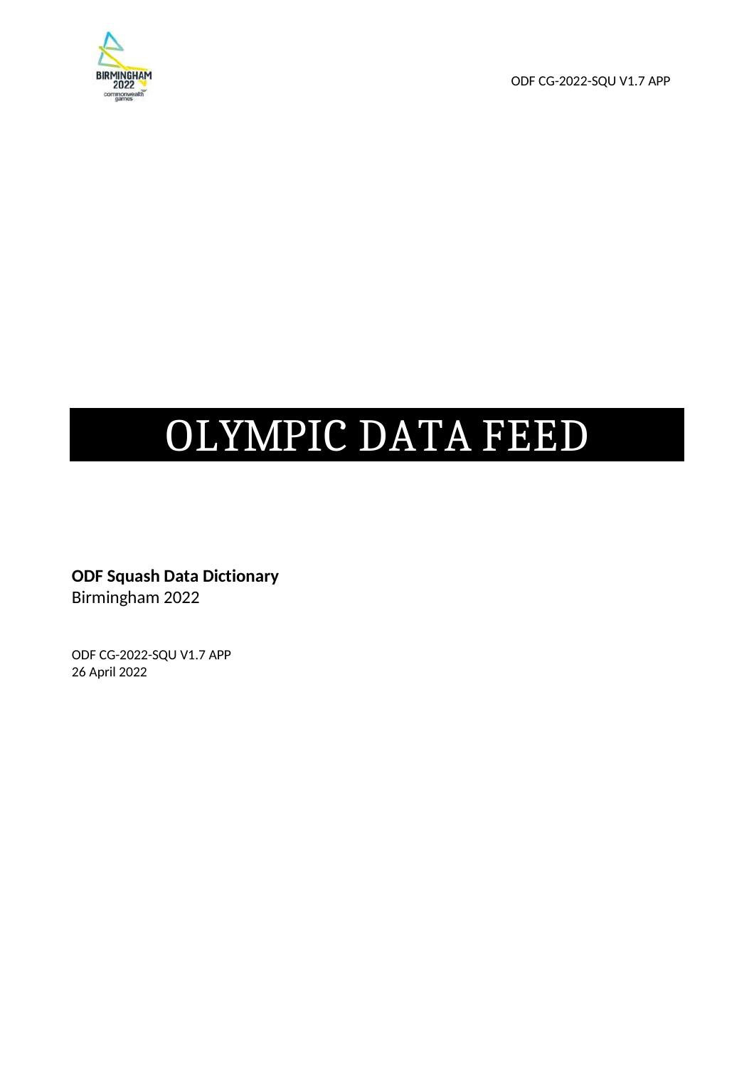# OLYMPIC DATA FEED

**ODF Squash Data Dictionary**
Birmingham 2022

ODF CG-2022-SQU V1.7 APP
26 April 2022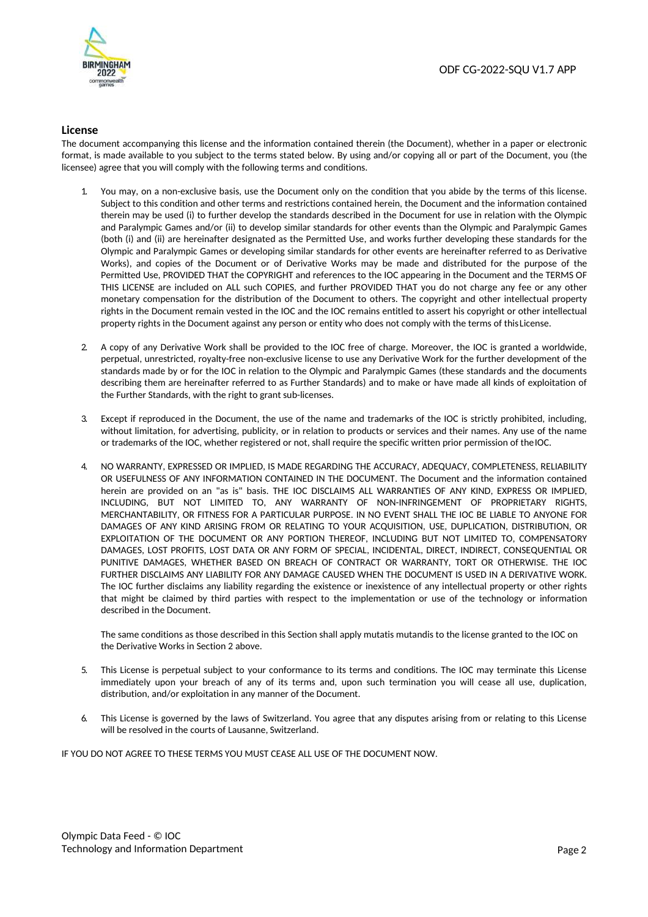## License

The document accompanying this license and the information contained therein (the Document), whether in a paper or electronic format, is made available to you subject to the terms stated below. By using and/or copying all or part of the Document, you (the licensee) agree that you will comply with the following terms and conditions.

1. You may, on a non-exclusive basis, use the Document only on the condition that you abide by the terms of this license. Subject to this condition and other terms and restrictions contained herein, the Document and the information contained therein may be used (i) to further develop the standards described in the Document for use in relation with the Olympic and Paralympic Games and/or (ii) to develop similar standards for other events than the Olympic and Paralympic Games (both (i) and (ii) are hereinafter designated as the Permitted Use, and works further developing these standards for the Olympic and Paralympic Games or developing similar standards for other events are hereinafter referred to as Derivative Works), and copies of the Document or of Derivative Works may be made and distributed for the purpose of the Permitted Use, PROVIDED THAT the COPYRIGHT and references to the IOC appearing in the Document and the TERMS OF THIS LICENSE are included on ALL such COPIES, and further PROVIDED THAT you do not charge any fee or any other monetary compensation for the distribution of the Document to others. The copyright and other intellectual property rights in the Document remain vested in the IOC and the IOC remains entitled to assert his copyright or other intellectual property rights in the Document against any person or entity who does not comply with the terms of this License.

2. A copy of any Derivative Work shall be provided to the IOC free of charge. Moreover, the IOC is granted a worldwide, perpetual, unrestricted, royalty-free non-exclusive license to use any Derivative Work for the further development of the standards made by or for the IOC in relation to the Olympic and Paralympic Games (these standards and the documents describing them are hereinafter referred to as Further Standards) and to make or have made all kinds of exploitation of the Further Standards, with the right to grant sub-licenses.

3. Except if reproduced in the Document, the use of the name and trademarks of the IOC is strictly prohibited, including, without limitation, for advertising, publicity, or in relation to products or services and their names. Any use of the name or trademarks of the IOC, whether registered or not, shall require the specific written prior permission of the IOC.

4. NO WARRANTY, EXPRESSED OR IMPLIED, IS MADE REGARDING THE ACCURACY, ADEQUACY, COMPLETENESS, RELIABILITY OR USEFULNESS OF ANY INFORMATION CONTAINED IN THE DOCUMENT. The Document and the information contained herein are provided on an "as is" basis. THE IOC DISCLAIMS ALL WARRANTIES OF ANY KIND, EXPRESS OR IMPLIED, INCLUDING, BUT NOT LIMITED TO, ANY WARRANTY OF NON-INFRINGEMENT OF PROPRIETARY RIGHTS, MERCHANTABILITY, OR FITNESS FOR A PARTICULAR PURPOSE. IN NO EVENT SHALL THE IOC BE LIABLE TO ANYONE FOR DAMAGES OF ANY KIND ARISING FROM OR RELATING TO YOUR ACQUISITION, USE, DUPLICATION, DISTRIBUTION, OR EXPLOITATION OF THE DOCUMENT OR ANY PORTION THEREOF, INCLUDING BUT NOT LIMITED TO, COMPENSATORY DAMAGES, LOST PROFITS, LOST DATA OR ANY FORM OF SPECIAL, INCIDENTAL, DIRECT, INDIRECT, CONSEQUENTIAL OR PUNITIVE DAMAGES, WHETHER BASED ON BREACH OF CONTRACT OR WARRANTY, TORT OR OTHERWISE. THE IOC FURTHER DISCLAIMS ANY LIABILITY FOR ANY DAMAGE CAUSED WHEN THE DOCUMENT IS USED IN A DERIVATIVE WORK. The IOC further disclaims any liability regarding the existence or inexistence of any intellectual property or other rights that might be claimed by third parties with respect to the implementation or use of the technology or information described in the Document.

   The same conditions as those described in this Section shall apply mutatis mutandis to the license granted to the IOC on the Derivative Works in Section 2 above.

5. This License is perpetual subject to your conformance to its terms and conditions. The IOC may terminate this License immediately upon your breach of any of its terms and, upon such termination you will cease all use, duplication, distribution, and/or exploitation in any manner of the Document.

6. This License is governed by the laws of Switzerland. You agree that any disputes arising from or relating to this License will be resolved in the courts of Lausanne, Switzerland.

IF YOU DO NOT AGREE TO THESE TERMS YOU MUST CEASE ALL USE OF THE DOCUMENT NOW.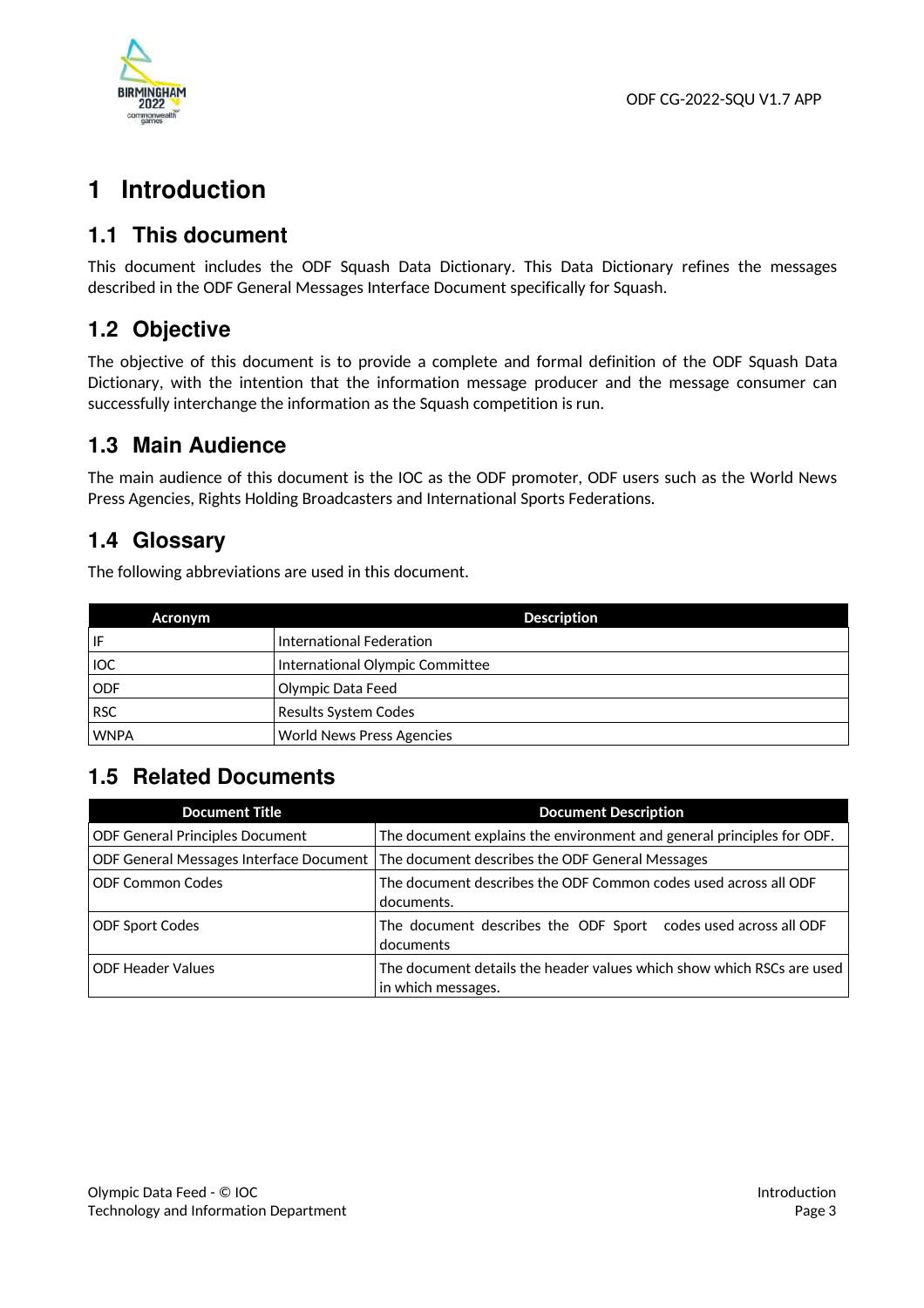# 1 Introduction

## 1.1 This document

This document includes the ODF Squash Data Dictionary. This Data Dictionary refines the messages described in the ODF General Messages Interface Document specifically for Squash.

## 1.2 Objective

The objective of this document is to provide a complete and formal definition of the ODF Squash Data Dictionary, with the intention that the information message producer and the message consumer can successfully interchange the information as the Squash competition is run.

## 1.3 Main Audience

The main audience of this document is the IOC as the ODF promoter, ODF users such as the World News Press Agencies, Rights Holding Broadcasters and International Sports Federations.

## 1.4 Glossary

The following abbreviations are used in this document.

| Acronym | Description |
|---|---|
| IF | International Federation |
| IOC | International Olympic Committee |
| ODF | Olympic Data Feed |
| RSC | Results System Codes |
| WNPA | World News Press Agencies |

## 1.5 Related Documents

| Document Title | Document Description |
|---|---|
| ODF General Principles Document | The document explains the environment and general principles for ODF. |
| ODF General Messages Interface Document | The document describes the ODF General Messages |
| ODF Common Codes | The document describes the ODF Common codes used across all ODF documents. |
| ODF Sport Codes | The document describes the ODF Sport codes used across all ODF documents |
| ODF Header Values | The document details the header values which show which RSCs are used in which messages. |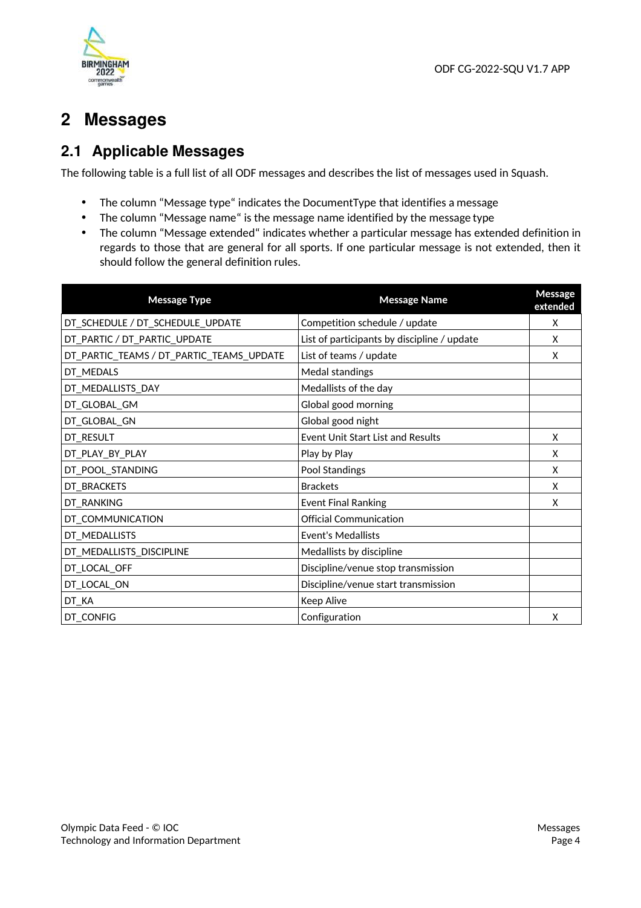# 2 Messages

## 2.1 Applicable Messages

The following table is a full list of all ODF messages and describes the list of messages used in Squash.

- The column "Message type" indicates the DocumentType that identifies a message
- The column "Message name" is the message name identified by the message type
- The column "Message extended" indicates whether a particular message has extended definition in regards to those that are general for all sports. If one particular message is not extended, then it should follow the general definition rules.

| Message Type | Message Name | Message extended |
|---|---|---|
| DT_SCHEDULE / DT_SCHEDULE_UPDATE | Competition schedule / update | X |
| DT_PARTIC / DT_PARTIC_UPDATE | List of participants by discipline / update | X |
| DT_PARTIC_TEAMS / DT_PARTIC_TEAMS_UPDATE | List of teams / update | X |
| DT_MEDALS | Medal standings | |
| DT_MEDALLISTS_DAY | Medallists of the day | |
| DT_GLOBAL_GM | Global good morning | |
| DT_GLOBAL_GN | Global good night | |
| DT_RESULT | Event Unit Start List and Results | X |
| DT_PLAY_BY_PLAY | Play by Play | X |
| DT_POOL_STANDING | Pool Standings | X |
| DT_BRACKETS | Brackets | X |
| DT_RANKING | Event Final Ranking | X |
| DT_COMMUNICATION | Official Communication | |
| DT_MEDALLISTS | Event's Medallists | |
| DT_MEDALLISTS_DISCIPLINE | Medallists by discipline | |
| DT_LOCAL_OFF | Discipline/venue stop transmission | |
| DT_LOCAL_ON | Discipline/venue start transmission | |
| DT_KA | Keep Alive | |
| DT_CONFIG | Configuration | X |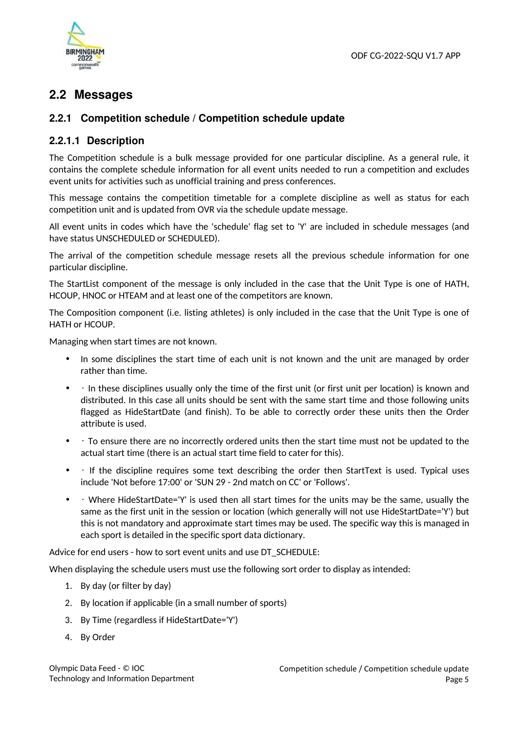## 2.2 Messages

### 2.2.1 Competition schedule / Competition schedule update

#### 2.2.1.1 Description

The Competition schedule is a bulk message provided for one particular discipline. As a general rule, it contains the complete schedule information for all event units needed to run a competition and excludes event units for activities such as unofficial training and press conferences.

This message contains the competition timetable for a complete discipline as well as status for each competition unit and is updated from OVR via the schedule update message.

All event units in codes which have the 'schedule' flag set to 'Y' are included in schedule messages (and have status UNSCHEDULED or SCHEDULED).

The arrival of the competition schedule message resets all the previous schedule information for one particular discipline.

The StartList component of the message is only included in the case that the Unit Type is one of HATH, HCOUP, HNOC or HTEAM and at least one of the competitors are known.

The Composition component (i.e. listing athletes) is only included in the case that the Unit Type is one of HATH or HCOUP.

Managing when start times are not known.

- In some disciplines the start time of each unit is not known and the unit are managed by order rather than time.
- · In these disciplines usually only the time of the first unit (or first unit per location) is known and distributed. In this case all units should be sent with the same start time and those following units flagged as HideStartDate (and finish). To be able to correctly order these units then the Order attribute is used.
- · To ensure there are no incorrectly ordered units then the start time must not be updated to the actual start time (there is an actual start time field to cater for this).
- · If the discipline requires some text describing the order then StartText is used. Typical uses include 'Not before 17:00' or 'SUN 29 - 2nd match on CC' or 'Follows'.
- · Where HideStartDate='Y' is used then all start times for the units may be the same, usually the same as the first unit in the session or location (which generally will not use HideStartDate='Y') but this is not mandatory and approximate start times may be used. The specific way this is managed in each sport is detailed in the specific sport data dictionary.

Advice for end users - how to sort event units and use DT_SCHEDULE:

When displaying the schedule users must use the following sort order to display as intended:

1. By day (or filter by day)
2. By location if applicable (in a small number of sports)
3. By Time (regardless if HideStartDate='Y')
4. By Order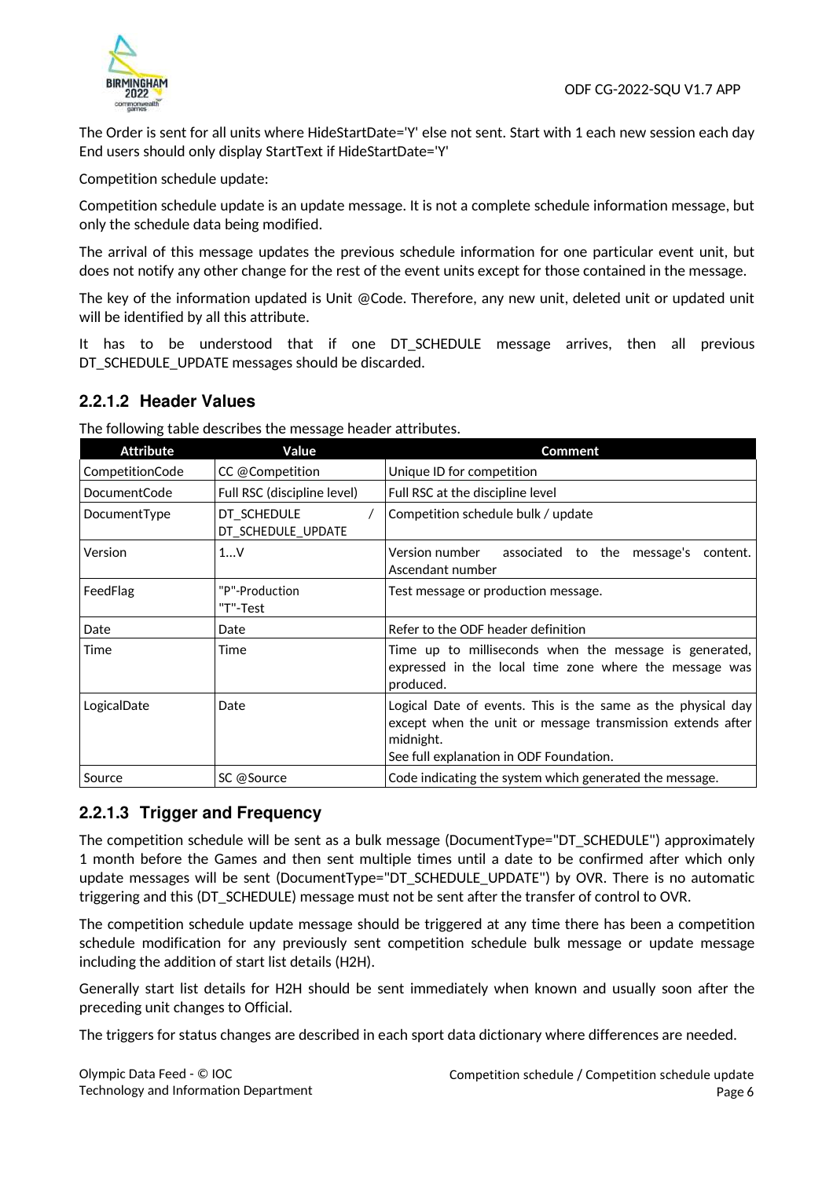The Order is sent for all units where HideStartDate='Y' else not sent. Start with 1 each new session each day End users should only display StartText if HideStartDate='Y'

Competition schedule update:

Competition schedule update is an update message. It is not a complete schedule information message, but only the schedule data being modified.

The arrival of this message updates the previous schedule information for one particular event unit, but does not notify any other change for the rest of the event units except for those contained in the message.

The key of the information updated is Unit @Code. Therefore, any new unit, deleted unit or updated unit will be identified by all this attribute.

It has to be understood that if one DT_SCHEDULE message arrives, then all previous DT_SCHEDULE_UPDATE messages should be discarded.

### 2.2.1.2 Header Values

The following table describes the message header attributes.

| Attribute | Value | Comment |
|---|---|---|
| CompetitionCode | CC @Competition | Unique ID for competition |
| DocumentCode | Full RSC (discipline level) | Full RSC at the discipline level |
| DocumentType | DT_SCHEDULE / DT_SCHEDULE_UPDATE | Competition schedule bulk / update |
| Version | 1...V | Version number associated to the message's content. Ascendant number |
| FeedFlag | "P"-Production<br>"T"-Test | Test message or production message. |
| Date | Date | Refer to the ODF header definition |
| Time | Time | Time up to milliseconds when the message is generated, expressed in the local time zone where the message was produced. |
| LogicalDate | Date | Logical Date of events. This is the same as the physical day except when the unit or message transmission extends after midnight.<br>See full explanation in ODF Foundation. |
| Source | SC @Source | Code indicating the system which generated the message. |

### 2.2.1.3 Trigger and Frequency

The competition schedule will be sent as a bulk message (DocumentType="DT_SCHEDULE") approximately 1 month before the Games and then sent multiple times until a date to be confirmed after which only update messages will be sent (DocumentType="DT_SCHEDULE_UPDATE") by OVR. There is no automatic triggering and this (DT_SCHEDULE) message must not be sent after the transfer of control to OVR.

The competition schedule update message should be triggered at any time there has been a competition schedule modification for any previously sent competition schedule bulk message or update message including the addition of start list details (H2H).

Generally start list details for H2H should be sent immediately when known and usually soon after the preceding unit changes to Official.

The triggers for status changes are described in each sport data dictionary where differences are needed.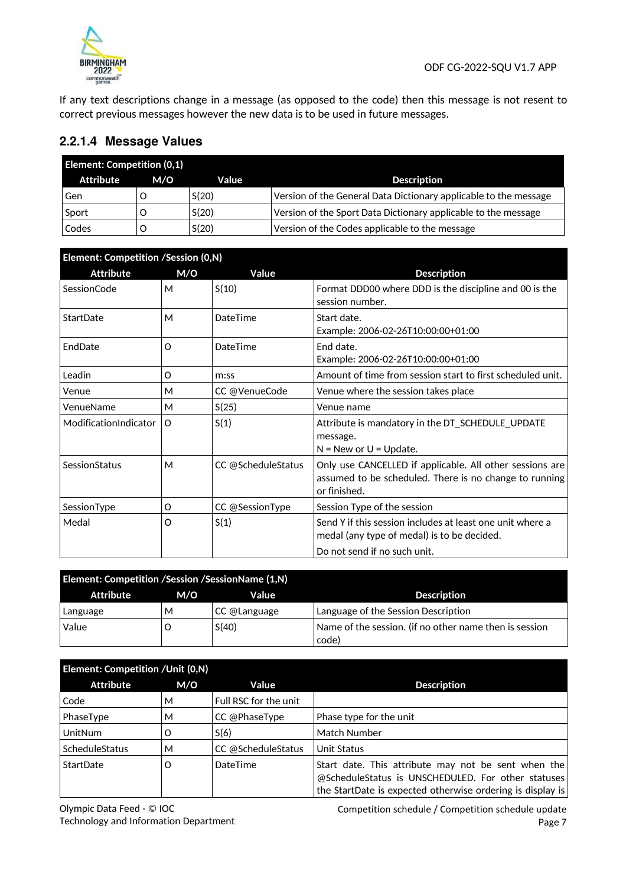If any text descriptions change in a message (as opposed to the code) then this message is not resent to correct previous messages however the new data is to be used in future messages.

### 2.2.1.4 Message Values

| Element: Competition (0,1) | | | |
|---|---|---|---|
| **Attribute** | **M/O** | **Value** | **Description** |
| Gen | O | S(20) | Version of the General Data Dictionary applicable to the message |
| Sport | O | S(20) | Version of the Sport Data Dictionary applicable to the message |
| Codes | O | S(20) | Version of the Codes applicable to the message |

| Element: Competition /Session (0,N) | | | |
|---|---|---|---|
| **Attribute** | **M/O** | **Value** | **Description** |
| SessionCode | M | S(10) | Format DDD00 where DDD is the discipline and 00 is the session number. |
| StartDate | M | DateTime | Start date.<br>Example: 2006-02-26T10:00:00+01:00 |
| EndDate | O | DateTime | End date.<br>Example: 2006-02-26T10:00:00+01:00 |
| Leadin | O | m:ss | Amount of time from session start to first scheduled unit. |
| Venue | M | CC @VenueCode | Venue where the session takes place |
| VenueName | M | S(25) | Venue name |
| ModificationIndicator | O | S(1) | Attribute is mandatory in the DT_SCHEDULE_UPDATE message.<br>N = New or U = Update. |
| SessionStatus | M | CC @ScheduleStatus | Only use CANCELLED if applicable. All other sessions are assumed to be scheduled. There is no change to running or finished. |
| SessionType | O | CC @SessionType | Session Type of the session |
| Medal | O | S(1) | Send Y if this session includes at least one unit where a medal (any type of medal) is to be decided.<br>Do not send if no such unit. |

| Element: Competition /Session /SessionName (1,N) | | | |
|---|---|---|---|
| **Attribute** | **M/O** | **Value** | **Description** |
| Language | M | CC @Language | Language of the Session Description |
| Value | O | S(40) | Name of the session. (if no other name then is session code) |

| Element: Competition /Unit (0,N) | | | |
|---|---|---|---|
| **Attribute** | **M/O** | **Value** | **Description** |
| Code | M | Full RSC for the unit | |
| PhaseType | M | CC @PhaseType | Phase type for the unit |
| UnitNum | O | S(6) | Match Number |
| ScheduleStatus | M | CC @ScheduleStatus | Unit Status |
| StartDate | O | DateTime | Start date. This attribute may not be sent when the @ScheduleStatus is UNSCHEDULED. For other statuses the StartDate is expected otherwise ordering is display is |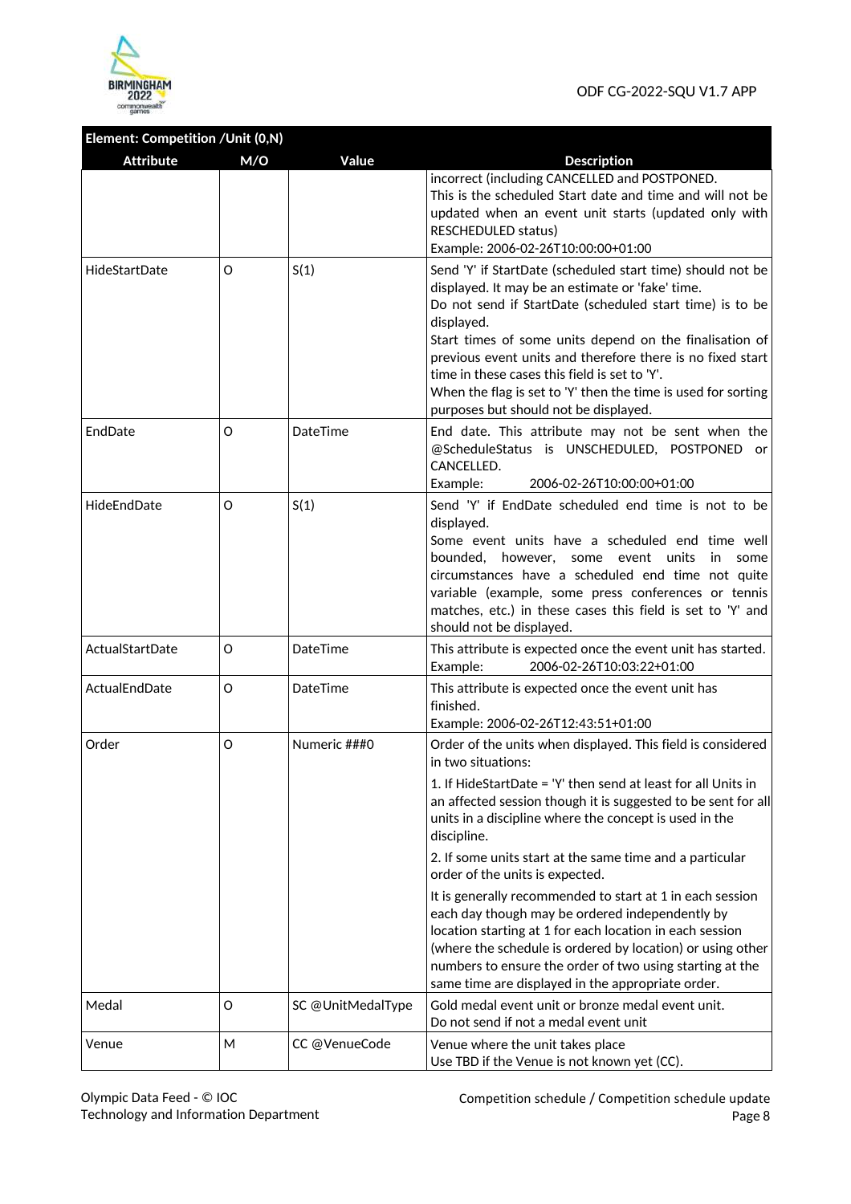| Element: Competition /Unit (0,N) | | | |
|---|---|---|---|
| **Attribute** | **M/O** | **Value** | **Description** |
| | | | incorrect (including CANCELLED and POSTPONED.<br>This is the scheduled Start date and time and will not be updated when an event unit starts (updated only with RESCHEDULED status)<br>Example: 2006-02-26T10:00:00+01:00 |
| HideStartDate | O | S(1) | Send 'Y' if StartDate (scheduled start time) should not be displayed. It may be an estimate or 'fake' time.<br>Do not send if StartDate (scheduled start time) is to be displayed.<br>Start times of some units depend on the finalisation of previous event units and therefore there is no fixed start time in these cases this field is set to 'Y'.<br>When the flag is set to 'Y' then the time is used for sorting purposes but should not be displayed. |
| EndDate | O | DateTime | End date. This attribute may not be sent when the @ScheduleStatus is UNSCHEDULED, POSTPONED or CANCELLED.<br>Example: 2006-02-26T10:00:00+01:00 |
| HideEndDate | O | S(1) | Send 'Y' if EndDate scheduled end time is not to be displayed.<br>Some event units have a scheduled end time well bounded, however, some event units in some circumstances have a scheduled end time not quite variable (example, some press conferences or tennis matches, etc.) in these cases this field is set to 'Y' and should not be displayed. |
| ActualStartDate | O | DateTime | This attribute is expected once the event unit has started.<br>Example: 2006-02-26T10:03:22+01:00 |
| ActualEndDate | O | DateTime | This attribute is expected once the event unit has finished.<br>Example: 2006-02-26T12:43:51+01:00 |
| Order | O | Numeric ###0 | Order of the units when displayed. This field is considered in two situations:<br>1. If HideStartDate = 'Y' then send at least for all Units in an affected session though it is suggested to be sent for all units in a discipline where the concept is used in the discipline.<br>2. If some units start at the same time and a particular order of the units is expected.<br>It is generally recommended to start at 1 in each session each day though may be ordered independently by location starting at 1 for each location in each session (where the schedule is ordered by location) or using other numbers to ensure the order of two using starting at the same time are displayed in the appropriate order. |
| Medal | O | SC @UnitMedalType | Gold medal event unit or bronze medal event unit.<br>Do not send if not a medal event unit |
| Venue | M | CC @VenueCode | Venue where the unit takes place<br>Use TBD if the Venue is not known yet (CC). |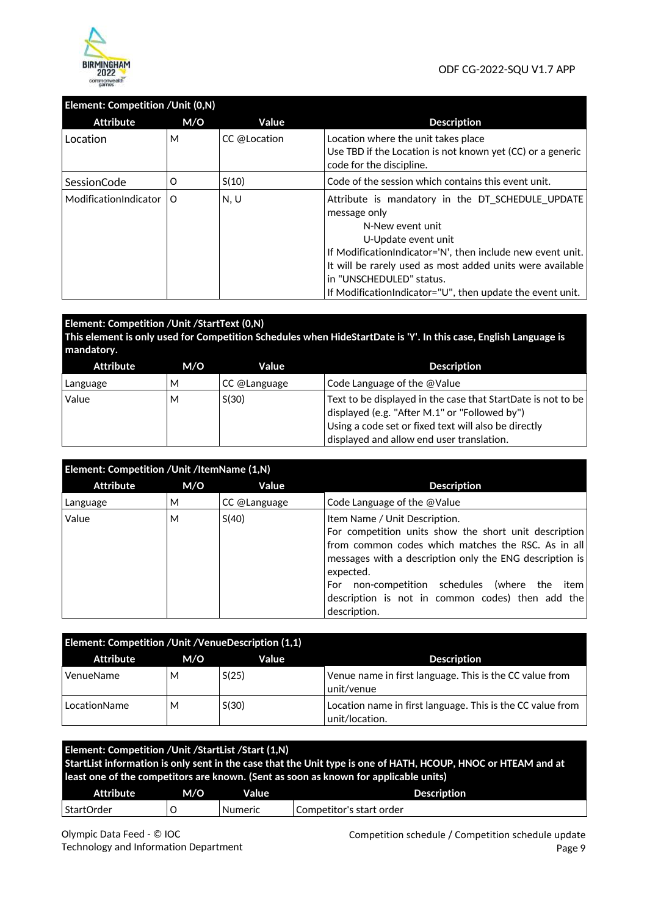| Element: Competition /Unit (0,N) | | | |
|---|---|---|---|
| **Attribute** | **M/O** | **Value** | **Description** |
| Location | M | CC @Location | Location where the unit takes place<br>Use TBD if the Location is not known yet (CC) or a generic code for the discipline. |
| SessionCode | O | S(10) | Code of the session which contains this event unit. |
| ModificationIndicator | O | N, U | Attribute is mandatory in the DT_SCHEDULE_UPDATE message only<br>N-New event unit<br>U-Update event unit<br>If ModificationIndicator='N', then include new event unit. It will be rarely used as most added units were available in "UNSCHEDULED" status.<br>If ModificationIndicator="U", then update the event unit. |

| Element: Competition /Unit /StartText (0,N)<br>This element is only used for Competition Schedules when HideStartDate is 'Y'. In this case, English Language is mandatory. | | | |
|---|---|---|---|
| **Attribute** | **M/O** | **Value** | **Description** |
| Language | M | CC @Language | Code Language of the @Value |
| Value | M | S(30) | Text to be displayed in the case that StartDate is not to be displayed (e.g. "After M.1" or "Followed by")<br>Using a code set or fixed text will also be directly displayed and allow end user translation. |

| Element: Competition /Unit /ItemName (1,N) | | | |
|---|---|---|---|
| **Attribute** | **M/O** | **Value** | **Description** |
| Language | M | CC @Language | Code Language of the @Value |
| Value | M | S(40) | Item Name / Unit Description.<br>For competition units show the short unit description from common codes which matches the RSC. As in all messages with a description only the ENG description is expected.<br>For non-competition schedules (where the item description is not in common codes) then add the description. |

| Element: Competition /Unit /VenueDescription (1,1) | | | |
|---|---|---|---|
| **Attribute** | **M/O** | **Value** | **Description** |
| VenueName | M | S(25) | Venue name in first language. This is the CC value from unit/venue |
| LocationName | M | S(30) | Location name in first language. This is the CC value from unit/location. |

| Element: Competition /Unit /StartList /Start (1,N)<br>StartList information is only sent in the case that the Unit type is one of HATH, HCOUP, HNOC or HTEAM and at least one of the competitors are known. (Sent as soon as known for applicable units) | | | |
|---|---|---|---|
| **Attribute** | **M/O** | **Value** | **Description** |
| StartOrder | O | Numeric | Competitor's start order |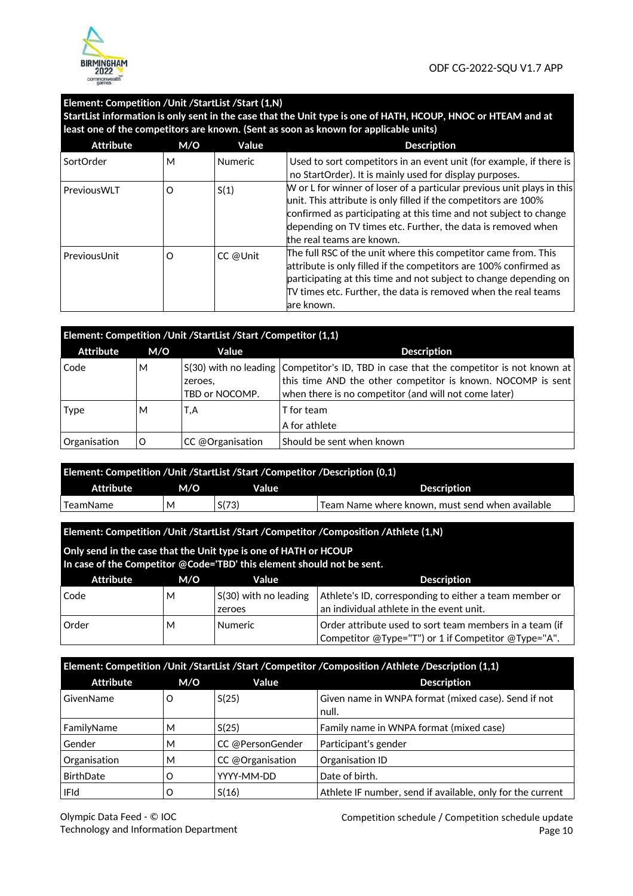**Element: Competition /Unit /StartList /Start (1,N)**
**StartList information is only sent in the case that the Unit type is one of HATH, HCOUP, HNOC or HTEAM and at least one of the competitors are known. (Sent as soon as known for applicable units)**

| Attribute | M/O | Value | Description |
|---|---|---|---|
| SortOrder | M | Numeric | Used to sort competitors in an event unit (for example, if there is no StartOrder). It is mainly used for display purposes. |
| PreviousWLT | O | S(1) | W or L for winner of loser of a particular previous unit plays in this unit. This attribute is only filled if the competitors are 100% confirmed as participating at this time and not subject to change depending on TV times etc. Further, the data is removed when the real teams are known. |
| PreviousUnit | O | CC @Unit | The full RSC of the unit where this competitor came from. This attribute is only filled if the competitors are 100% confirmed as participating at this time and not subject to change depending on TV times etc. Further, the data is removed when the real teams are known. |

**Element: Competition /Unit /StartList /Start /Competitor (1,1)**

| Attribute | M/O | Value | Description |
|---|---|---|---|
| Code | M | S(30) with no leading zeroes, TBD or NOCOMP. | Competitor's ID, TBD in case that the competitor is not known at this time AND the other competitor is known. NOCOMP is sent when there is no competitor (and will not come later) |
| Type | M | T,A | T for team<br>A for athlete |
| Organisation | O | CC @Organisation | Should be sent when known |

**Element: Competition /Unit /StartList /Start /Competitor /Description (0,1)**

| Attribute | M/O | Value | Description |
|---|---|---|---|
| TeamName | M | S(73) | Team Name where known, must send when available |

**Element: Competition /Unit /StartList /Start /Competitor /Composition /Athlete (1,N)**

**Only send in the case that the Unit type is one of HATH or HCOUP**
**In case of the Competitor @Code='TBD' this element should not be sent.**

| Attribute | M/O | Value | Description |
|---|---|---|---|
| Code | M | S(30) with no leading zeroes | Athlete's ID, corresponding to either a team member or an individual athlete in the event unit. |
| Order | M | Numeric | Order attribute used to sort team members in a team (if Competitor @Type="T") or 1 if Competitor @Type="A". |

**Element: Competition /Unit /StartList /Start /Competitor /Composition /Athlete /Description (1,1)**

| Attribute | M/O | Value | Description |
|---|---|---|---|
| GivenName | O | S(25) | Given name in WNPA format (mixed case). Send if not null. |
| FamilyName | M | S(25) | Family name in WNPA format (mixed case) |
| Gender | M | CC @PersonGender | Participant's gender |
| Organisation | M | CC @Organisation | Organisation ID |
| BirthDate | O | YYYY-MM-DD | Date of birth. |
| IFId | O | S(16) | Athlete IF number, send if available, only for the current |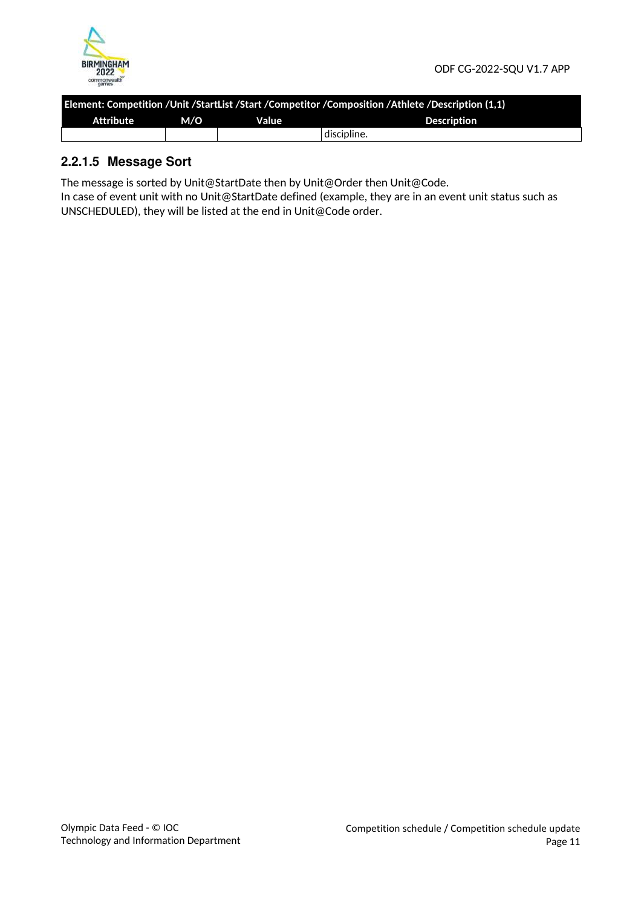| Element: Competition /Unit /StartList /Start /Competitor /Composition /Athlete /Description (1,1) | | | |
|---|---|---|---|
| Attribute | M/O | Value | Description |
| | | | discipline. |

### 2.2.1.5 Message Sort

The message is sorted by Unit@StartDate then by Unit@Order then Unit@Code.
In case of event unit with no Unit@StartDate defined (example, they are in an event unit status such as UNSCHEDULED), they will be listed at the end in Unit@Code order.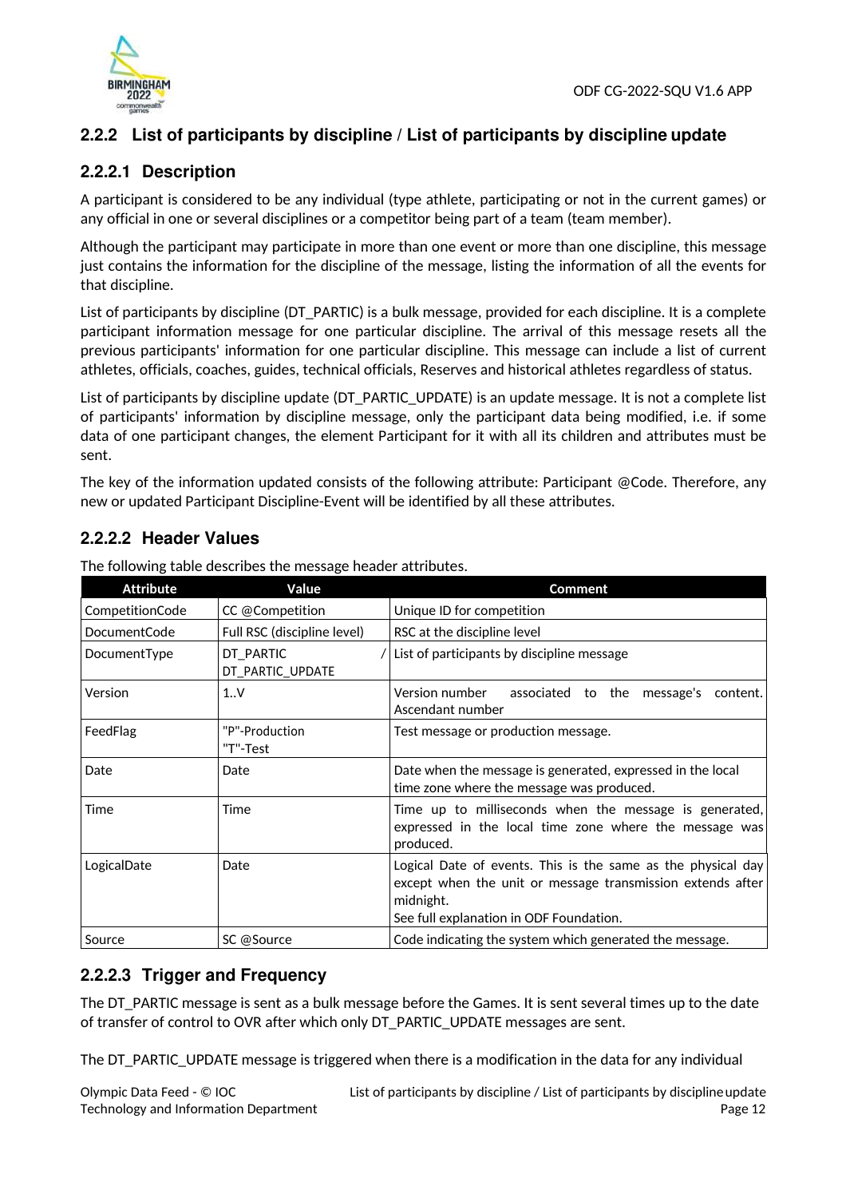### 2.2.2 List of participants by discipline / List of participants by discipline update

#### 2.2.2.1 Description

A participant is considered to be any individual (type athlete, participating or not in the current games) or any official in one or several disciplines or a competitor being part of a team (team member).

Although the participant may participate in more than one event or more than one discipline, this message just contains the information for the discipline of the message, listing the information of all the events for that discipline.

List of participants by discipline (DT_PARTIC) is a bulk message, provided for each discipline. It is a complete participant information message for one particular discipline. The arrival of this message resets all the previous participants' information for one particular discipline. This message can include a list of current athletes, officials, coaches, guides, technical officials, Reserves and historical athletes regardless of status.

List of participants by discipline update (DT_PARTIC_UPDATE) is an update message. It is not a complete list of participants' information by discipline message, only the participant data being modified, i.e. if some data of one participant changes, the element Participant for it with all its children and attributes must be sent.

The key of the information updated consists of the following attribute: Participant @Code. Therefore, any new or updated Participant Discipline-Event will be identified by all these attributes.

#### 2.2.2.2 Header Values

The following table describes the message header attributes.

| Attribute | Value | Comment |
|---|---|---|
| CompetitionCode | CC @Competition | Unique ID for competition |
| DocumentCode | Full RSC (discipline level) | RSC at the discipline level |
| DocumentType | DT_PARTIC / DT_PARTIC_UPDATE | List of participants by discipline message |
| Version | 1..V | Version number associated to the message's content. Ascendant number |
| FeedFlag | "P"-Production<br>"T"-Test | Test message or production message. |
| Date | Date | Date when the message is generated, expressed in the local time zone where the message was produced. |
| Time | Time | Time up to milliseconds when the message is generated, expressed in the local time zone where the message was produced. |
| LogicalDate | Date | Logical Date of events. This is the same as the physical day except when the unit or message transmission extends after midnight.<br>See full explanation in ODF Foundation. |
| Source | SC @Source | Code indicating the system which generated the message. |

#### 2.2.2.3 Trigger and Frequency

The DT_PARTIC message is sent as a bulk message before the Games. It is sent several times up to the date of transfer of control to OVR after which only DT_PARTIC_UPDATE messages are sent.

The DT_PARTIC_UPDATE message is triggered when there is a modification in the data for any individual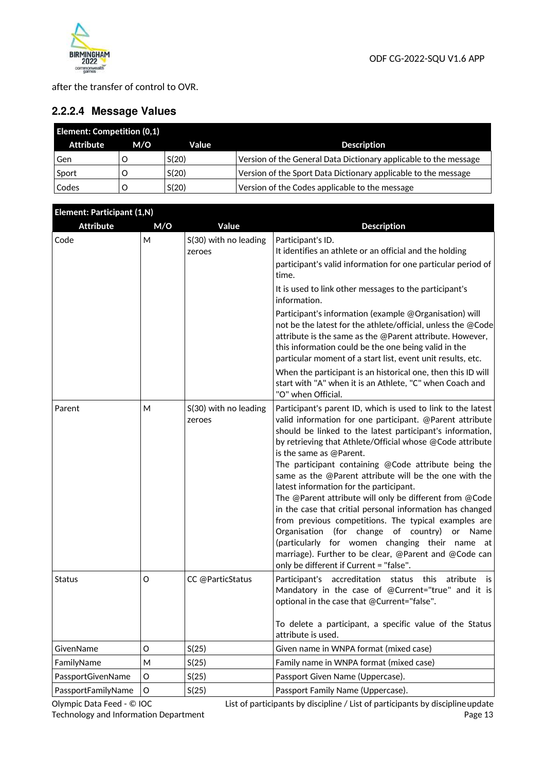after the transfer of control to OVR.

### 2.2.2.4 Message Values

| Element: Competition (0,1) | | | |
|---|---|---|---|
| **Attribute** | **M/O** | **Value** | **Description** |
| Gen | O | S(20) | Version of the General Data Dictionary applicable to the message |
| Sport | O | S(20) | Version of the Sport Data Dictionary applicable to the message |
| Codes | O | S(20) | Version of the Codes applicable to the message |

| Element: Participant (1,N) | | | |
|---|---|---|---|
| **Attribute** | **M/O** | **Value** | **Description** |
| Code | M | S(30) with no leading zeroes | Participant's ID.<br>It identifies an athlete or an official and the holding participant's valid information for one particular period of time.<br>It is used to link other messages to the participant's information.<br>Participant's information (example @Organisation) will not be the latest for the athlete/official, unless the @Code attribute is the same as the @Parent attribute. However, this information could be the one being valid in the particular moment of a start list, event unit results, etc.<br>When the participant is an historical one, then this ID will start with "A" when it is an Athlete, "C" when Coach and "O" when Official. |
| Parent | M | S(30) with no leading zeroes | Participant's parent ID, which is used to link to the latest valid information for one participant. @Parent attribute should be linked to the latest participant's information, by retrieving that Athlete/Official whose @Code attribute is the same as @Parent.<br>The participant containing @Code attribute being the same as the @Parent attribute will be the one with the latest information for the participant.<br>The @Parent attribute will only be different from @Code in the case that critial personal information has changed from previous competitions. The typical examples are Organisation (for change of country) or Name (particularly for women changing their name at marriage). Further to be clear, @Parent and @Code can only be different if Current = "false". |
| Status | O | CC @ParticStatus | Participant's accreditation status this atribute is Mandatory in the case of @Current="true" and it is optional in the case that @Current="false".<br><br>To delete a participant, a specific value of the Status attribute is used. |
| GivenName | O | S(25) | Given name in WNPA format (mixed case) |
| FamilyName | M | S(25) | Family name in WNPA format (mixed case) |
| PassportGivenName | O | S(25) | Passport Given Name (Uppercase). |
| PassportFamilyName | O | S(25) | Passport Family Name (Uppercase). |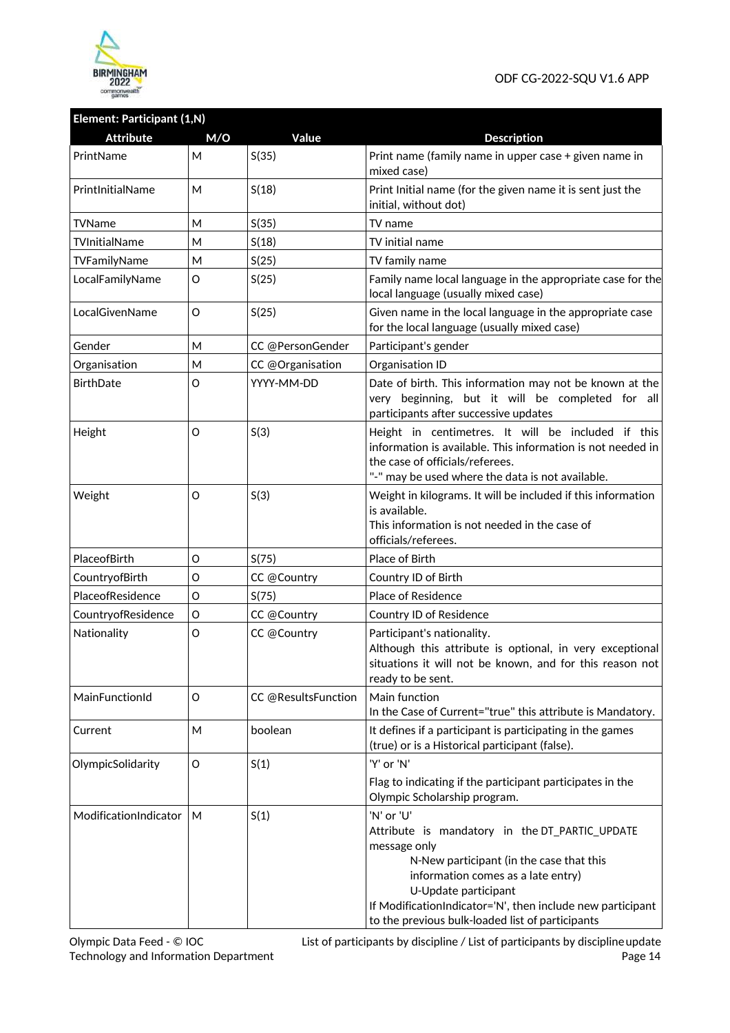| Element: Participant (1,N) | | | |
|---|---|---|---|
| **Attribute** | **M/O** | **Value** | **Description** |
| PrintName | M | S(35) | Print name (family name in upper case + given name in mixed case) |
| PrintInitialName | M | S(18) | Print Initial name (for the given name it is sent just the initial, without dot) |
| TVName | M | S(35) | TV name |
| TVInitialName | M | S(18) | TV initial name |
| TVFamilyName | M | S(25) | TV family name |
| LocalFamilyName | O | S(25) | Family name local language in the appropriate case for the local language (usually mixed case) |
| LocalGivenName | O | S(25) | Given name in the local language in the appropriate case for the local language (usually mixed case) |
| Gender | M | CC @PersonGender | Participant's gender |
| Organisation | M | CC @Organisation | Organisation ID |
| BirthDate | O | YYYY-MM-DD | Date of birth. This information may not be known at the very beginning, but it will be completed for all participants after successive updates |
| Height | O | S(3) | Height in centimetres. It will be included if this information is available. This information is not needed in the case of officials/referees.<br>"-" may be used where the data is not available. |
| Weight | O | S(3) | Weight in kilograms. It will be included if this information is available.<br>This information is not needed in the case of officials/referees. |
| PlaceofBirth | O | S(75) | Place of Birth |
| CountryofBirth | O | CC @Country | Country ID of Birth |
| PlaceofResidence | O | S(75) | Place of Residence |
| CountryofResidence | O | CC @Country | Country ID of Residence |
| Nationality | O | CC @Country | Participant's nationality.<br>Although this attribute is optional, in very exceptional situations it will not be known, and for this reason not ready to be sent. |
| MainFunctionId | O | CC @ResultsFunction | Main function<br>In the Case of Current="true" this attribute is Mandatory. |
| Current | M | boolean | It defines if a participant is participating in the games (true) or is a Historical participant (false). |
| OlympicSolidarity | O | S(1) | 'Y' or 'N'<br>Flag to indicating if the participant participates in the Olympic Scholarship program. |
| ModificationIndicator | M | S(1) | 'N' or 'U'<br>Attribute is mandatory in the DT_PARTIC_UPDATE message only<br>N-New participant (in the case that this information comes as a late entry)<br>U-Update participant<br>If ModificationIndicator='N', then include new participant to the previous bulk-loaded list of participants |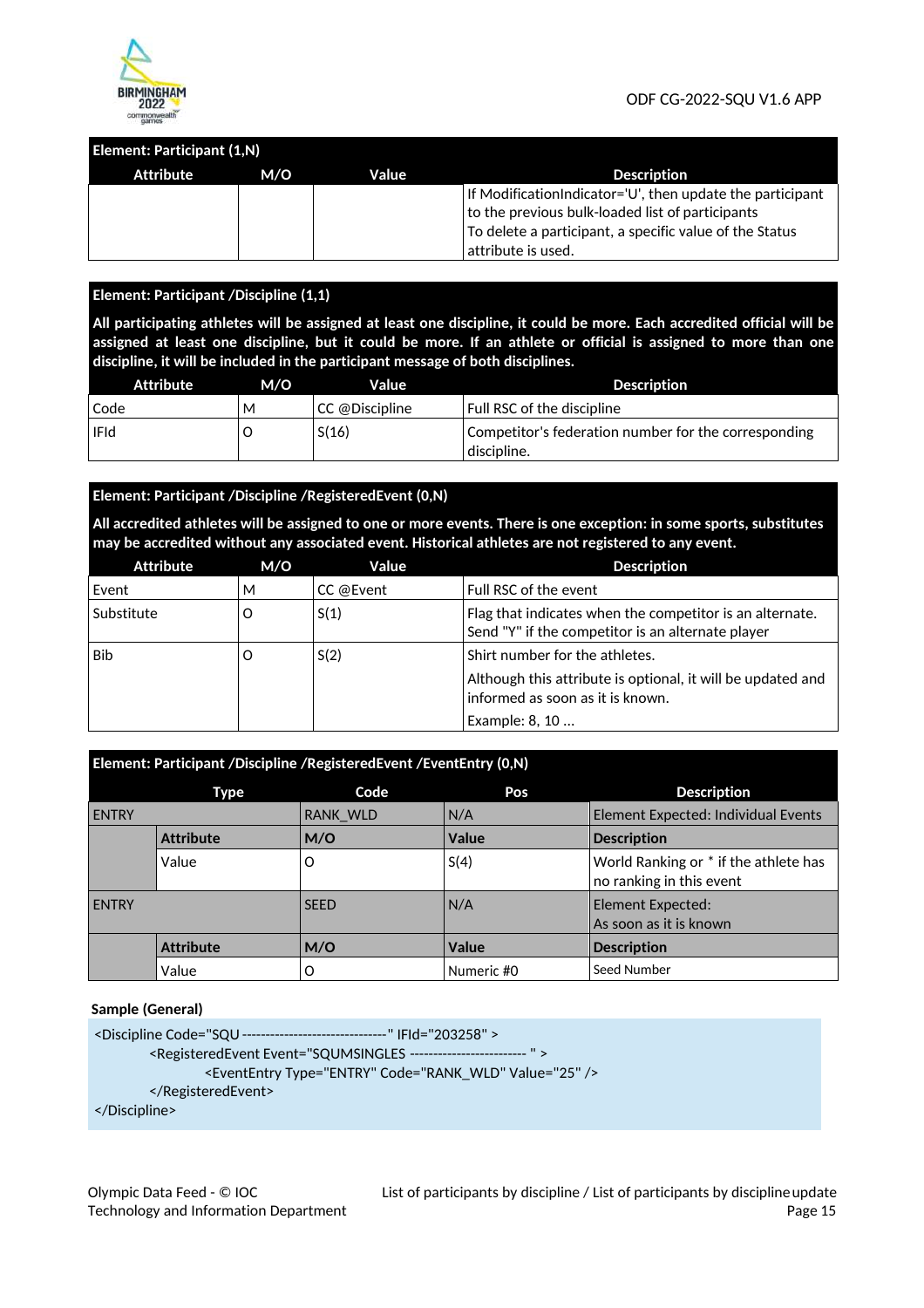| Element: Participant (1,N) | | | |
|---|---|---|---|
| **Attribute** | **M/O** | **Value** | **Description** |
| | | | If ModificationIndicator='U', then update the participant to the previous bulk-loaded list of participants<br>To delete a participant, a specific value of the Status attribute is used. |

**Element: Participant /Discipline (1,1)**

**All participating athletes will be assigned at least one discipline, it could be more. Each accredited official will be assigned at least one discipline, but it could be more. If an athlete or official is assigned to more than one discipline, it will be included in the participant message of both disciplines.**

| Attribute | M/O | Value | Description |
|---|---|---|---|
| Code | M | CC @Discipline | Full RSC of the discipline |
| IFId | O | S(16) | Competitor's federation number for the corresponding discipline. |

**Element: Participant /Discipline /RegisteredEvent (0,N)**

**All accredited athletes will be assigned to one or more events. There is one exception: in some sports, substitutes may be accredited without any associated event. Historical athletes are not registered to any event.**

| Attribute | M/O | Value | Description |
|---|---|---|---|
| Event | M | CC @Event | Full RSC of the event |
| Substitute | O | S(1) | Flag that indicates when the competitor is an alternate. Send "Y" if the competitor is an alternate player |
| Bib | O | S(2) | Shirt number for the athletes.<br>Although this attribute is optional, it will be updated and informed as soon as it is known.<br>Example: 8, 10 ... |

**Element: Participant /Discipline /RegisteredEvent /EventEntry (0,N)**

| Type | | Code | Pos | Description |
|---|---|---|---|---|
| ENTRY | | RANK_WLD | N/A | Element Expected: Individual Events |
| | **Attribute** | **M/O** | **Value** | **Description** |
| | Value | O | S(4) | World Ranking or * if the athlete has no ranking in this event |
| ENTRY | | SEED | N/A | Element Expected:<br>As soon as it is known |
| | **Attribute** | **M/O** | **Value** | **Description** |
| | Value | O | Numeric #0 | Seed Number |

**Sample (General)**

```
<Discipline Code="SQU -------------------------------" IFId="203258" >
        <RegisteredEvent Event="SQUMSINGLES ------------------------ " >
                <EventEntry Type="ENTRY" Code="RANK_WLD" Value="25" />
        </RegisteredEvent>
</Discipline>
```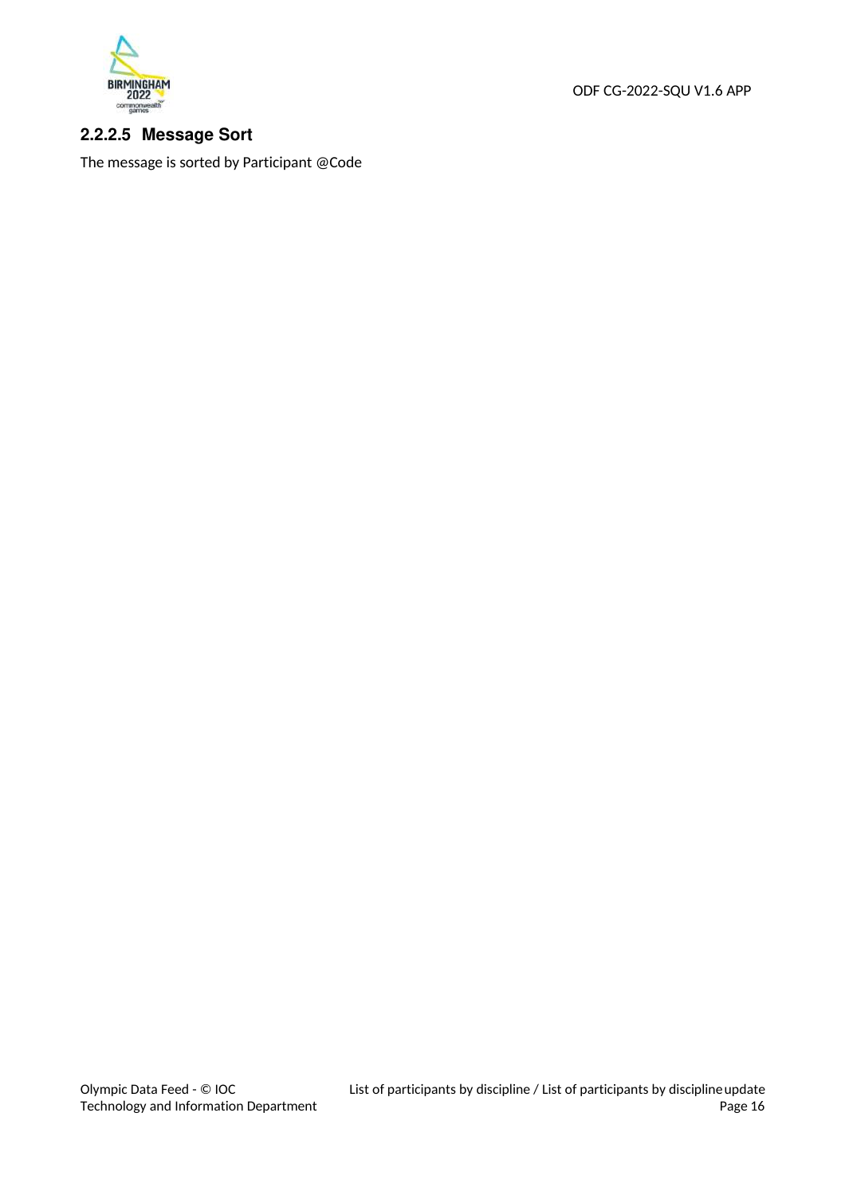#### 2.2.2.5 Message Sort

The message is sorted by Participant @Code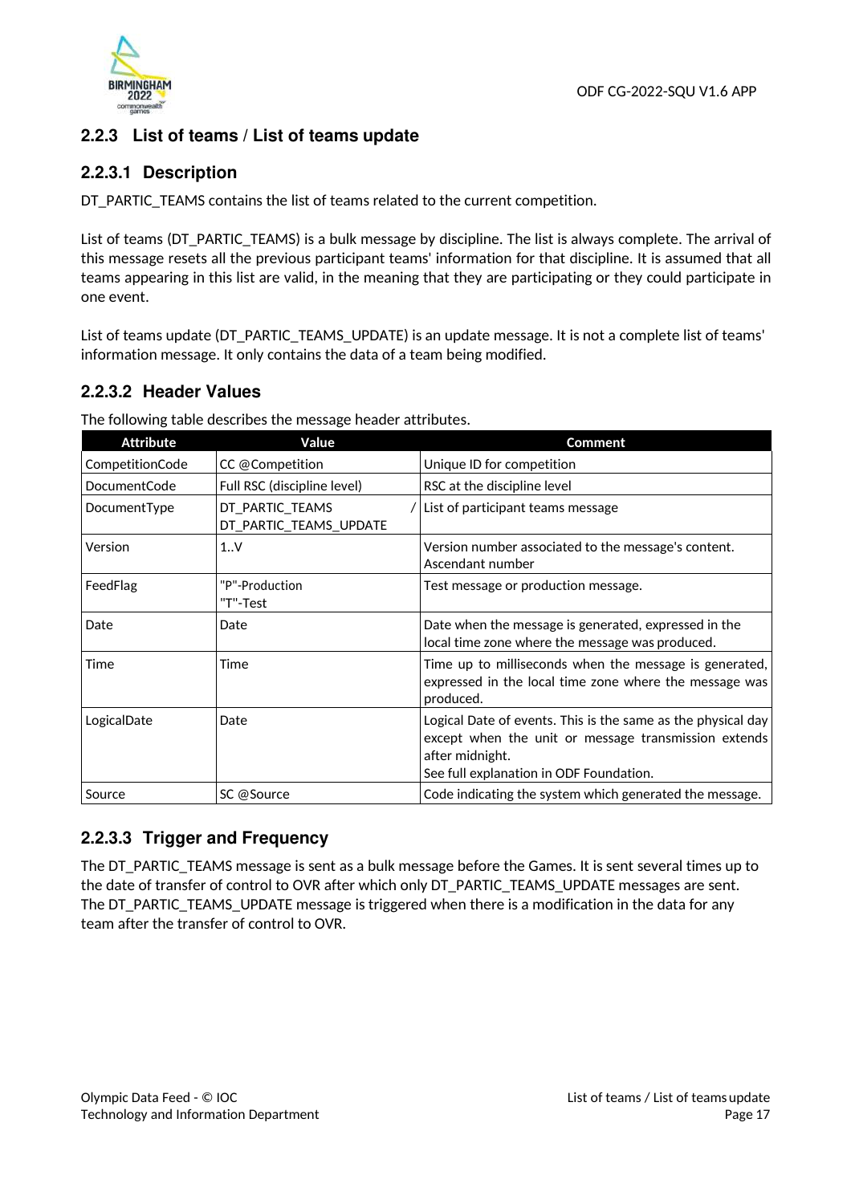### 2.2.3 List of teams / List of teams update

#### 2.2.3.1 Description

DT_PARTIC_TEAMS contains the list of teams related to the current competition.

List of teams (DT_PARTIC_TEAMS) is a bulk message by discipline. The list is always complete. The arrival of this message resets all the previous participant teams' information for that discipline. It is assumed that all teams appearing in this list are valid, in the meaning that they are participating or they could participate in one event.

List of teams update (DT_PARTIC_TEAMS_UPDATE) is an update message. It is not a complete list of teams' information message. It only contains the data of a team being modified.

#### 2.2.3.2 Header Values

The following table describes the message header attributes.

| Attribute | Value | Comment |
|---|---|---|
| CompetitionCode | CC @Competition | Unique ID for competition |
| DocumentCode | Full RSC (discipline level) | RSC at the discipline level |
| DocumentType | DT_PARTIC_TEAMS / DT_PARTIC_TEAMS_UPDATE | List of participant teams message |
| Version | 1..V | Version number associated to the message's content. Ascendant number |
| FeedFlag | "P"-Production<br>"T"-Test | Test message or production message. |
| Date | Date | Date when the message is generated, expressed in the local time zone where the message was produced. |
| Time | Time | Time up to milliseconds when the message is generated, expressed in the local time zone where the message was produced. |
| LogicalDate | Date | Logical Date of events. This is the same as the physical day except when the unit or message transmission extends after midnight.<br>See full explanation in ODF Foundation. |
| Source | SC @Source | Code indicating the system which generated the message. |

#### 2.2.3.3 Trigger and Frequency

The DT_PARTIC_TEAMS message is sent as a bulk message before the Games. It is sent several times up to the date of transfer of control to OVR after which only DT_PARTIC_TEAMS_UPDATE messages are sent.
The DT_PARTIC_TEAMS_UPDATE message is triggered when there is a modification in the data for any team after the transfer of control to OVR.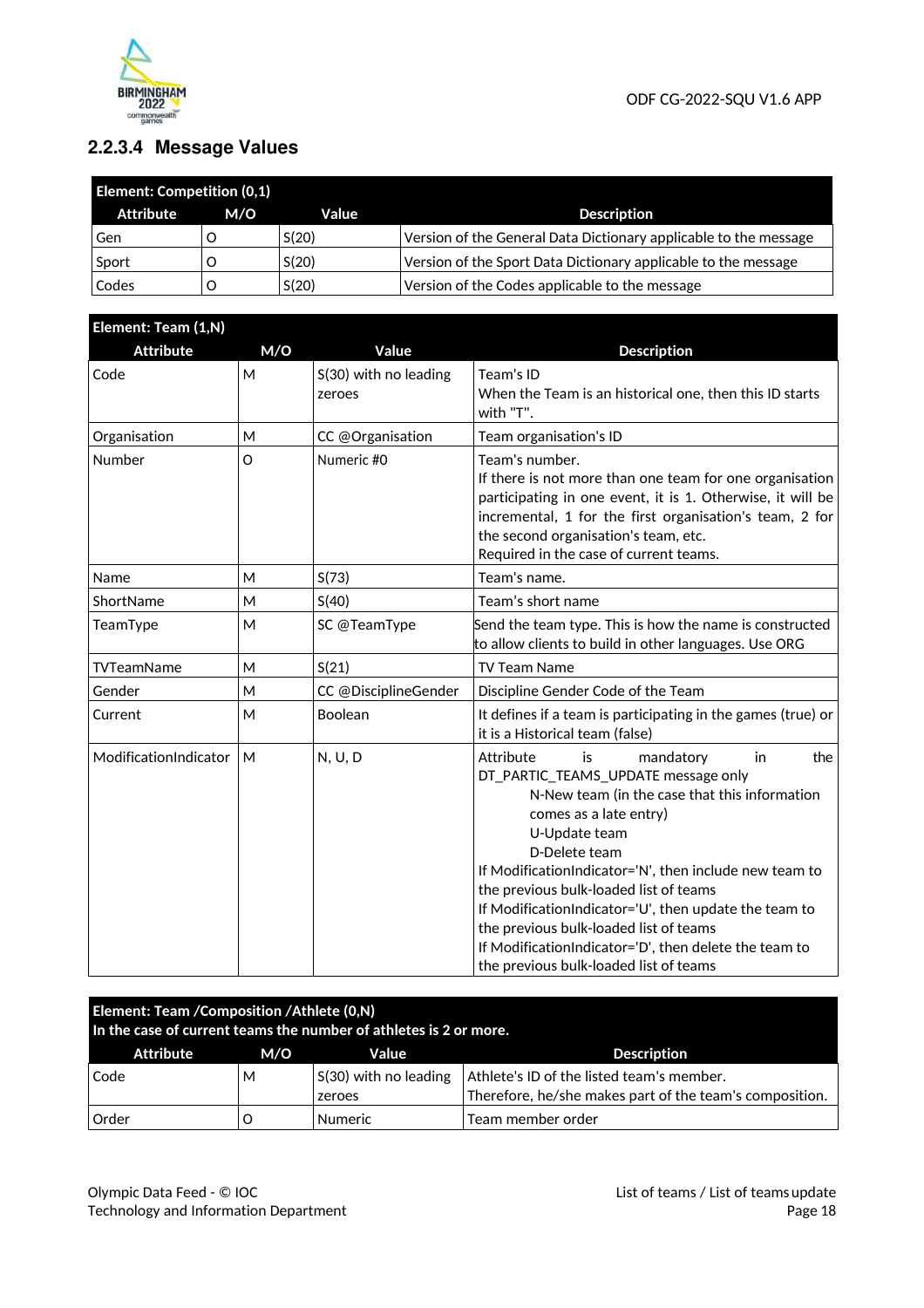### 2.2.3.4 Message Values

| Element: Competition (0,1) | | | |
|---|---|---|---|
| **Attribute** | **M/O** | **Value** | **Description** |
| Gen | O | S(20) | Version of the General Data Dictionary applicable to the message |
| Sport | O | S(20) | Version of the Sport Data Dictionary applicable to the message |
| Codes | O | S(20) | Version of the Codes applicable to the message |

| Element: Team (1,N) | | | |
|---|---|---|---|
| **Attribute** | **M/O** | **Value** | **Description** |
| Code | M | S(30) with no leading zeroes | Team's ID<br>When the Team is an historical one, then this ID starts with "T". |
| Organisation | M | CC @Organisation | Team organisation's ID |
| Number | O | Numeric #0 | Team's number.<br>If there is not more than one team for one organisation participating in one event, it is 1. Otherwise, it will be incremental, 1 for the first organisation's team, 2 for the second organisation's team, etc.<br>Required in the case of current teams. |
| Name | M | S(73) | Team's name. |
| ShortName | M | S(40) | Team's short name |
| TeamType | M | SC @TeamType | Send the team type. This is how the name is constructed to allow clients to build in other languages. Use ORG |
| TVTeamName | M | S(21) | TV Team Name |
| Gender | M | CC @DisciplineGender | Discipline Gender Code of the Team |
| Current | M | Boolean | It defines if a team is participating in the games (true) or it is a Historical team (false) |
| ModificationIndicator | M | N, U, D | Attribute is mandatory in the DT_PARTIC_TEAMS_UPDATE message only<br>N-New team (in the case that this information comes as a late entry)<br>U-Update team<br>D-Delete team<br>If ModificationIndicator='N', then include new team to the previous bulk-loaded list of teams<br>If ModificationIndicator='U', then update the team to the previous bulk-loaded list of teams<br>If ModificationIndicator='D', then delete the team to the previous bulk-loaded list of teams |

| Element: Team /Composition /Athlete (0,N)<br>In the case of current teams the number of athletes is 2 or more. | | | |
|---|---|---|---|
| **Attribute** | **M/O** | **Value** | **Description** |
| Code | M | S(30) with no leading zeroes | Athlete's ID of the listed team's member.<br>Therefore, he/she makes part of the team's composition. |
| Order | O | Numeric | Team member order |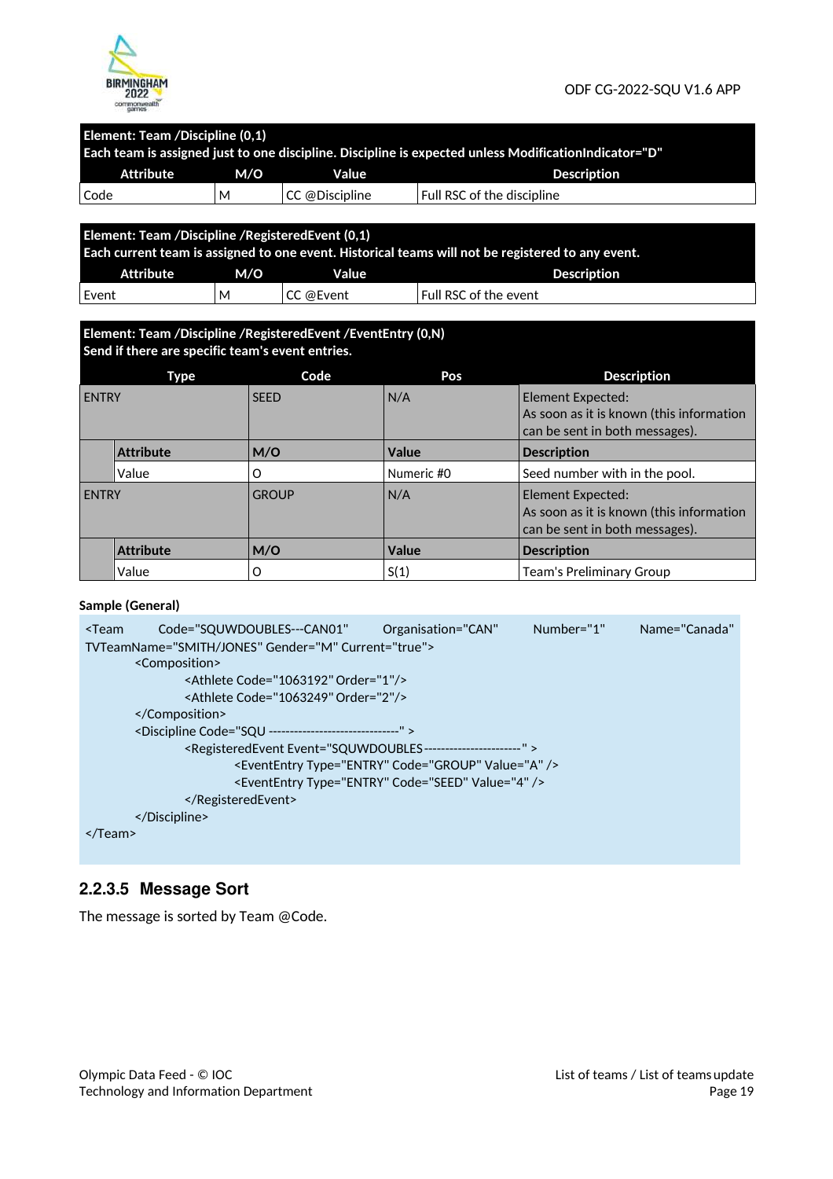| Element: Team /Discipline (0,1)<br>Each team is assigned just to one discipline. Discipline is expected unless ModificationIndicator="D" | | | |
|---|---|---|---|
| **Attribute** | **M/O** | **Value** | **Description** |
| Code | M | CC @Discipline | Full RSC of the discipline |

| Element: Team /Discipline /RegisteredEvent (0,1)<br>Each current team is assigned to one event. Historical teams will not be registered to any event. | | | |
|---|---|---|---|
| **Attribute** | **M/O** | **Value** | **Description** |
| Event | M | CC @Event | Full RSC of the event |

| Element: Team /Discipline /RegisteredEvent /EventEntry (0,N)<br>Send if there are specific team's event entries. | | | | |
|---|---|---|---|---|
| **Type** | | **Code** | **Pos** | **Description** |
| ENTRY | | SEED | N/A | Element Expected:<br>As soon as it is known (this information can be sent in both messages). |
| | **Attribute** | **M/O** | **Value** | **Description** |
| | Value | O | Numeric #0 | Seed number with in the pool. |
| ENTRY | | GROUP | N/A | Element Expected:<br>As soon as it is known (this information can be sent in both messages). |
| | **Attribute** | **M/O** | **Value** | **Description** |
| | Value | O | S(1) | Team's Preliminary Group |

**Sample (General)**

```
<Team Code="SQUWDOUBLES---CAN01" Organisation="CAN" Number="1" Name="Canada"
TVTeamName="SMITH/JONES" Gender="M" Current="true">
        <Composition>
                <Athlete Code="1063192" Order="1"/>
                <Athlete Code="1063249" Order="2"/>
        </Composition>
        <Discipline Code="SQU -------------------------------" >
                <RegisteredEvent Event="SQUWDOUBLES-----------------------" >
                        <EventEntry Type="ENTRY" Code="GROUP" Value="A" />
                        <EventEntry Type="ENTRY" Code="SEED" Value="4" />
                </RegisteredEvent>
        </Discipline>
</Team>
```

### 2.2.3.5 Message Sort

The message is sorted by Team @Code.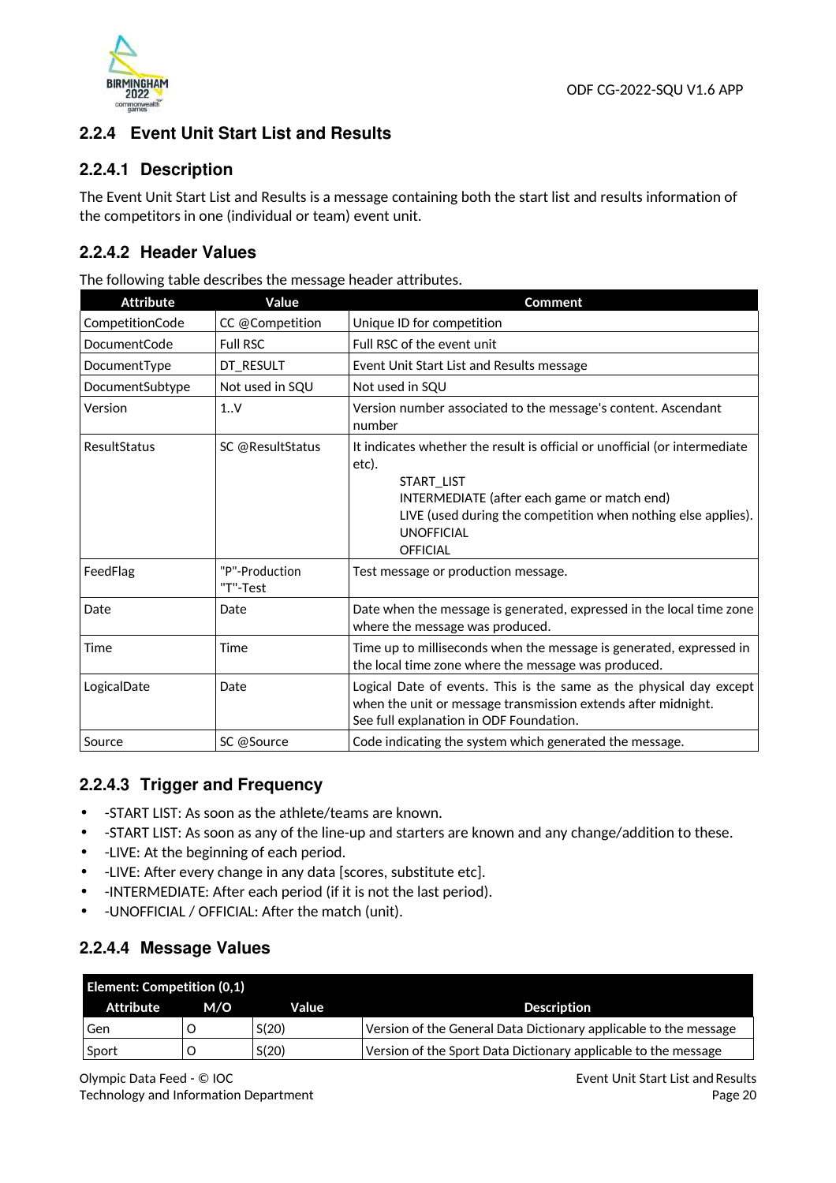### 2.2.4 Event Unit Start List and Results

#### 2.2.4.1 Description

The Event Unit Start List and Results is a message containing both the start list and results information of the competitors in one (individual or team) event unit.

#### 2.2.4.2 Header Values

The following table describes the message header attributes.

| Attribute | Value | Comment |
|---|---|---|
| CompetitionCode | CC @Competition | Unique ID for competition |
| DocumentCode | Full RSC | Full RSC of the event unit |
| DocumentType | DT_RESULT | Event Unit Start List and Results message |
| DocumentSubtype | Not used in SQU | Not used in SQU |
| Version | 1..V | Version number associated to the message's content. Ascendant number |
| ResultStatus | SC @ResultStatus | It indicates whether the result is official or unofficial (or intermediate etc).<br>START_LIST<br>INTERMEDIATE (after each game or match end)<br>LIVE (used during the competition when nothing else applies).<br>UNOFFICIAL<br>OFFICIAL |
| FeedFlag | "P"-Production<br>"T"-Test | Test message or production message. |
| Date | Date | Date when the message is generated, expressed in the local time zone where the message was produced. |
| Time | Time | Time up to milliseconds when the message is generated, expressed in the local time zone where the message was produced. |
| LogicalDate | Date | Logical Date of events. This is the same as the physical day except when the unit or message transmission extends after midnight.<br>See full explanation in ODF Foundation. |
| Source | SC @Source | Code indicating the system which generated the message. |

#### 2.2.4.3 Trigger and Frequency

- -START LIST: As soon as the athlete/teams are known.
- -START LIST: As soon as any of the line-up and starters are known and any change/addition to these.
- -LIVE: At the beginning of each period.
- -LIVE: After every change in any data [scores, substitute etc].
- -INTERMEDIATE: After each period (if it is not the last period).
- -UNOFFICIAL / OFFICIAL: After the match (unit).

#### 2.2.4.4 Message Values

| Element: Competition (0,1) | | | |
|---|---|---|---|
| **Attribute** | **M/O** | **Value** | **Description** |
| Gen | O | S(20) | Version of the General Data Dictionary applicable to the message |
| Sport | O | S(20) | Version of the Sport Data Dictionary applicable to the message |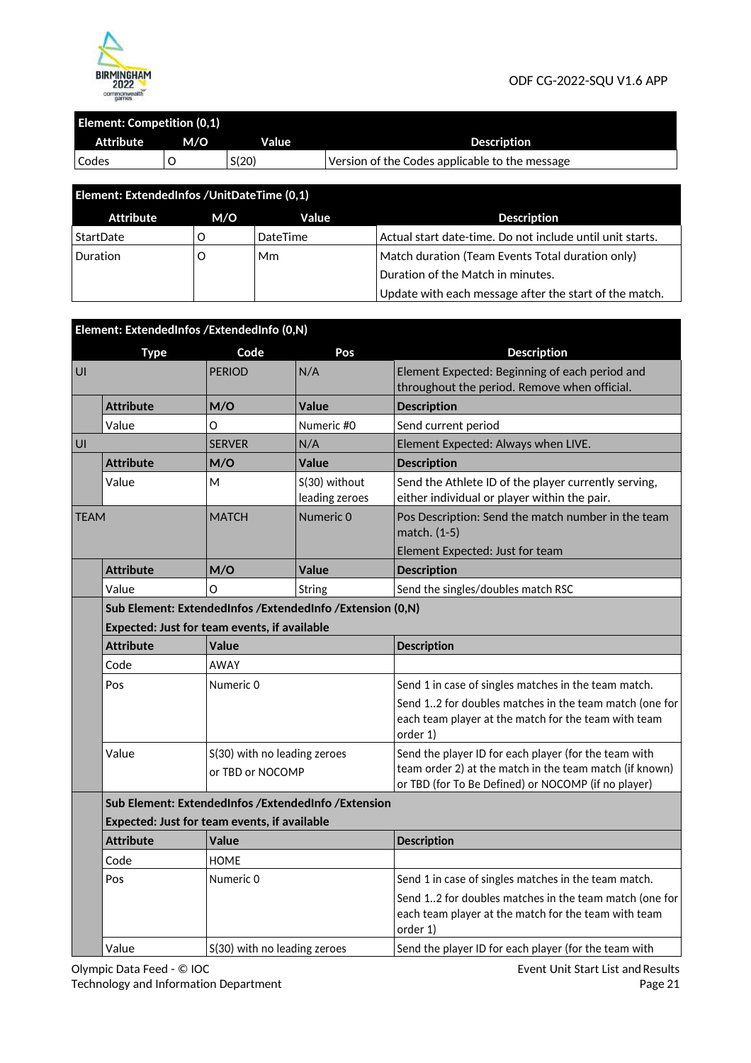| Element: Competition (0,1) | | | |
|---|---|---|---|
| **Attribute** | **M/O** | **Value** | **Description** |
| Codes | O | S(20) | Version of the Codes applicable to the message |

| Element: ExtendedInfos /UnitDateTime (0,1) | | | |
|---|---|---|---|
| **Attribute** | **M/O** | **Value** | **Description** |
| StartDate | O | DateTime | Actual start date-time. Do not include until unit starts. |
| Duration | O | Mm | Match duration (Team Events Total duration only)<br>Duration of the Match in minutes.<br>Update with each message after the start of the match. |

| Element: ExtendedInfos /ExtendedInfo (0,N) | | | | |
|---|---|---|---|---|
| **Type** | | **Code** | **Pos** | **Description** |
| UI | | PERIOD | N/A | Element Expected: Beginning of each period and throughout the period. Remove when official. |
| | **Attribute** | **M/O** | **Value** | **Description** |
| | Value | O | Numeric #0 | Send current period |
| UI | | SERVER | N/A | Element Expected: Always when LIVE. |
| | **Attribute** | **M/O** | **Value** | **Description** |
| | Value | M | S(30) without leading zeroes | Send the Athlete ID of the player currently serving, either individual or player within the pair. |
| TEAM | | MATCH | Numeric 0 | Pos Description: Send the match number in the team match. (1-5)<br>Element Expected: Just for team |
| | **Attribute** | **M/O** | **Value** | **Description** |
| | Value | O | String | Send the singles/doubles match RSC |
| | **Sub Element: ExtendedInfos /ExtendedInfo /Extension (0,N)**<br>**Expected: Just for team events, if available** | | | |
| | **Attribute** | **Value** | | **Description** |
| | Code | AWAY | | |
| | Pos | Numeric 0 | | Send 1 in case of singles matches in the team match.<br>Send 1..2 for doubles matches in the team match (one for each team player at the match for the team with team order 1) |
| | Value | S(30) with no leading zeroes<br>or TBD or NOCOMP | | Send the player ID for each player (for the team with team order 2) at the match in the team match (if known) or TBD (for To Be Defined) or NOCOMP (if no player) |
| | **Sub Element: ExtendedInfos /ExtendedInfo /Extension**<br>**Expected: Just for team events, if available** | | | |
| | **Attribute** | **Value** | | **Description** |
| | Code | HOME | | |
| | Pos | Numeric 0 | | Send 1 in case of singles matches in the team match.<br>Send 1..2 for doubles matches in the team match (one for each team player at the match for the team with team order 1) |
| | Value | S(30) with no leading zeroes | | Send the player ID for each player (for the team with |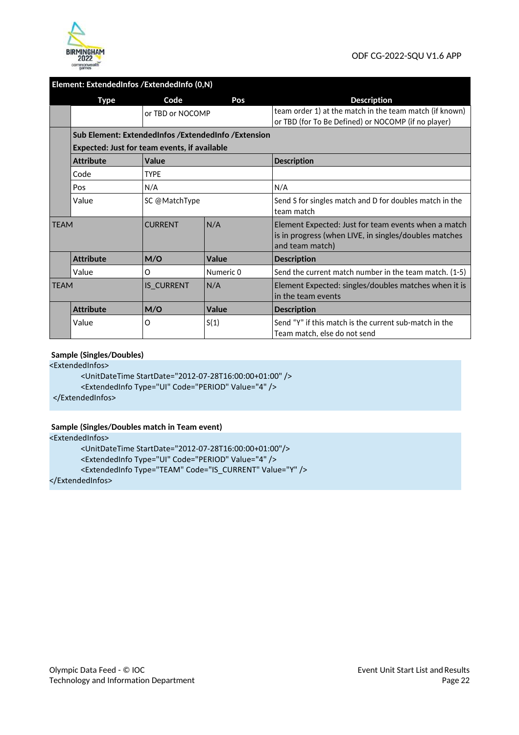| Element: ExtendedInfos /ExtendedInfo (0,N) | | | | |
|---|---|---|---|---|
| | **Type** | **Code** | **Pos** | **Description** |
| | | or TBD or NOCOMP | | team order 1) at the match in the team match (if known) or TBD (for To Be Defined) or NOCOMP (if no player) |
| | **Sub Element: ExtendedInfos /ExtendedInfo /Extension**<br>**Expected: Just for team events, if available** | | | |
| | **Attribute** | **Value** | | **Description** |
| | Code | TYPE | | |
| | Pos | N/A | | N/A |
| | Value | SC @MatchType | | Send S for singles match and D for doubles match in the team match |
| TEAM | | CURRENT | N/A | Element Expected: Just for team events when a match is in progress (when LIVE, in singles/doubles matches and team match) |
| | **Attribute** | **M/O** | **Value** | **Description** |
| | Value | O | Numeric 0 | Send the current match number in the team match. (1-5) |
| TEAM | | IS_CURRENT | N/A | Element Expected: singles/doubles matches when it is in the team events |
| | **Attribute** | **M/O** | **Value** | **Description** |
| | Value | O | S(1) | Send "Y" if this match is the current sub-match in the Team match, else do not send |

**Sample (Singles/Doubles)**

```
<ExtendedInfos>
        <UnitDateTime StartDate="2012-07-28T16:00:00+01:00" />
        <ExtendedInfo Type="UI" Code="PERIOD" Value="4" />
</ExtendedInfos>
```

**Sample (Singles/Doubles match in Team event)**

```
<ExtendedInfos>
        <UnitDateTime StartDate="2012-07-28T16:00:00+01:00"/>
        <ExtendedInfo Type="UI" Code="PERIOD" Value="4" />
        <ExtendedInfo Type="TEAM" Code="IS_CURRENT" Value="Y" />
</ExtendedInfos>
```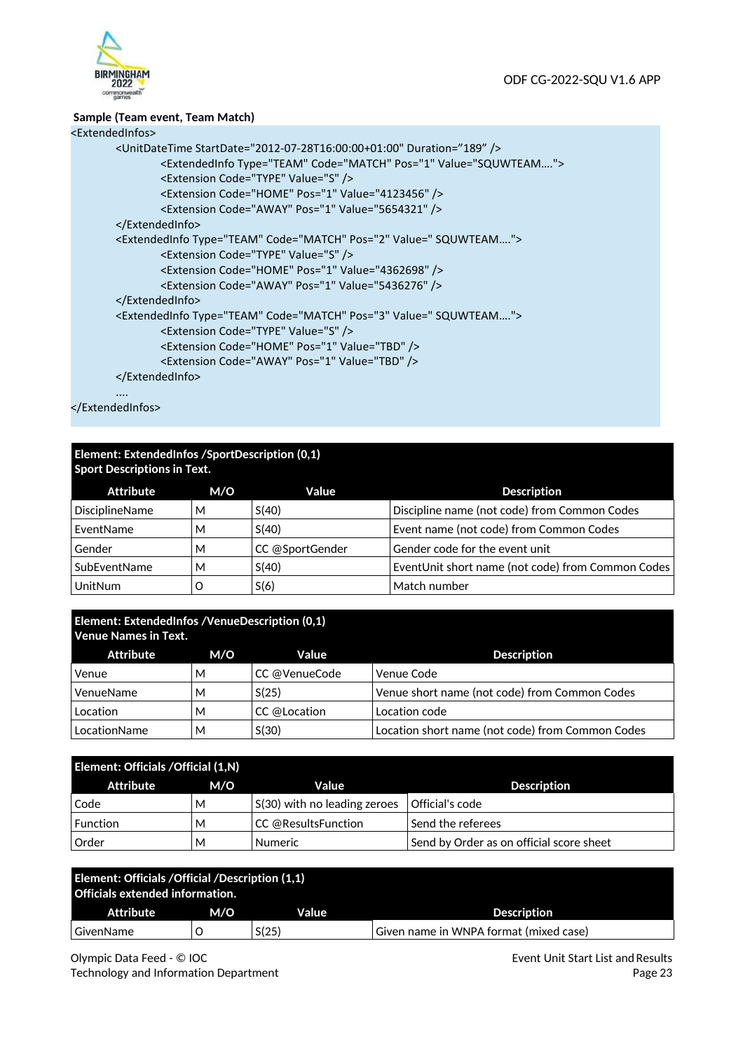**Sample (Team event, Team Match)**

```
<ExtendedInfos>
        <UnitDateTime StartDate="2012-07-28T16:00:00+01:00" Duration="189" />
                <ExtendedInfo Type="TEAM" Code="MATCH" Pos="1" Value="SQUWTEAM….">
                <Extension Code="TYPE" Value="S" />
                <Extension Code="HOME" Pos="1" Value="4123456" />
                <Extension Code="AWAY" Pos="1" Value="5654321" />
        </ExtendedInfo>
        <ExtendedInfo Type="TEAM" Code="MATCH" Pos="2" Value=" SQUWTEAM….">
                <Extension Code="TYPE" Value="S" />
                <Extension Code="HOME" Pos="1" Value="4362698" />
                <Extension Code="AWAY" Pos="1" Value="5436276" />
        </ExtendedInfo>
        <ExtendedInfo Type="TEAM" Code="MATCH" Pos="3" Value=" SQUWTEAM….">
                <Extension Code="TYPE" Value="S" />
                <Extension Code="HOME" Pos="1" Value="TBD" />
                <Extension Code="AWAY" Pos="1" Value="TBD" />
        </ExtendedInfo>
        ….
</ExtendedInfos>
```

**Element: ExtendedInfos /SportDescription (0,1)**
**Sport Descriptions in Text.**

| Attribute | M/O | Value | Description |
|---|---|---|---|
| DisciplineName | M | S(40) | Discipline name (not code) from Common Codes |
| EventName | M | S(40) | Event name (not code) from Common Codes |
| Gender | M | CC @SportGender | Gender code for the event unit |
| SubEventName | M | S(40) | EventUnit short name (not code) from Common Codes |
| UnitNum | O | S(6) | Match number |

**Element: ExtendedInfos /VenueDescription (0,1)**
**Venue Names in Text.**

| Attribute | M/O | Value | Description |
|---|---|---|---|
| Venue | M | CC @VenueCode | Venue Code |
| VenueName | M | S(25) | Venue short name (not code) from Common Codes |
| Location | M | CC @Location | Location code |
| LocationName | M | S(30) | Location short name (not code) from Common Codes |

**Element: Officials /Official (1,N)**

| Attribute | M/O | Value | Description |
|---|---|---|---|
| Code | M | S(30) with no leading zeroes | Official's code |
| Function | M | CC @ResultsFunction | Send the referees |
| Order | M | Numeric | Send by Order as on official score sheet |

**Element: Officials /Official /Description (1,1)**
**Officials extended information.**

| Attribute | M/O | Value | Description |
|---|---|---|---|
| GivenName | O | S(25) | Given name in WNPA format (mixed case) |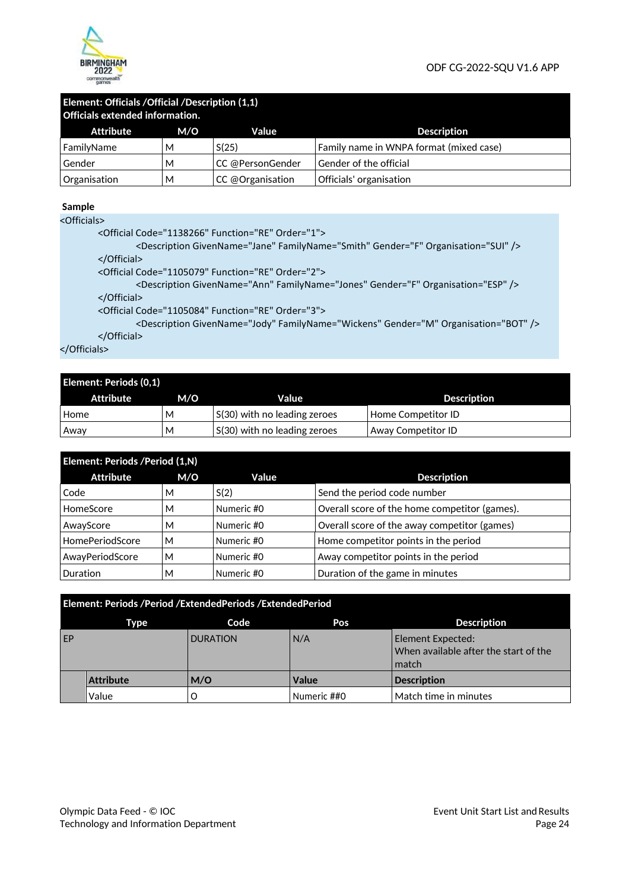| Element: Officials /Official /Description (1,1) Officials extended information. | | | |
|---|---|---|---|
| **Attribute** | **M/O** | **Value** | **Description** |
| FamilyName | M | S(25) | Family name in WNPA format (mixed case) |
| Gender | M | CC @PersonGender | Gender of the official |
| Organisation | M | CC @Organisation | Officials' organisation |

**Sample**

```
<Officials>
        <Official Code="1138266" Function="RE" Order="1">
                <Description GivenName="Jane" FamilyName="Smith" Gender="F" Organisation="SUI" />
        </Official>
        <Official Code="1105079" Function="RE" Order="2">
                <Description GivenName="Ann" FamilyName="Jones" Gender="F" Organisation="ESP" />
        </Official>
        <Official Code="1105084" Function="RE" Order="3">
                <Description GivenName="Jody" FamilyName="Wickens" Gender="M" Organisation="BOT" />
        </Official>
</Officials>
```

| Element: Periods (0,1) | | | |
|---|---|---|---|
| **Attribute** | **M/O** | **Value** | **Description** |
| Home | M | S(30) with no leading zeroes | Home Competitor ID |
| Away | M | S(30) with no leading zeroes | Away Competitor ID |

| Element: Periods /Period (1,N) | | | |
|---|---|---|---|
| **Attribute** | **M/O** | **Value** | **Description** |
| Code | M | S(2) | Send the period code number |
| HomeScore | M | Numeric #0 | Overall score of the home competitor (games). |
| AwayScore | M | Numeric #0 | Overall score of the away competitor (games) |
| HomePeriodScore | M | Numeric #0 | Home competitor points in the period |
| AwayPeriodScore | M | Numeric #0 | Away competitor points in the period |
| Duration | M | Numeric #0 | Duration of the game in minutes |

| Element: Periods /Period /ExtendedPeriods /ExtendedPeriod | | | | |
|---|---|---|---|---|
| **Type** | | **Code** | **Pos** | **Description** |
| EP | | DURATION | N/A | Element Expected: When available after the start of the match |
| | **Attribute** | **M/O** | **Value** | **Description** |
| | Value | O | Numeric ##0 | Match time in minutes |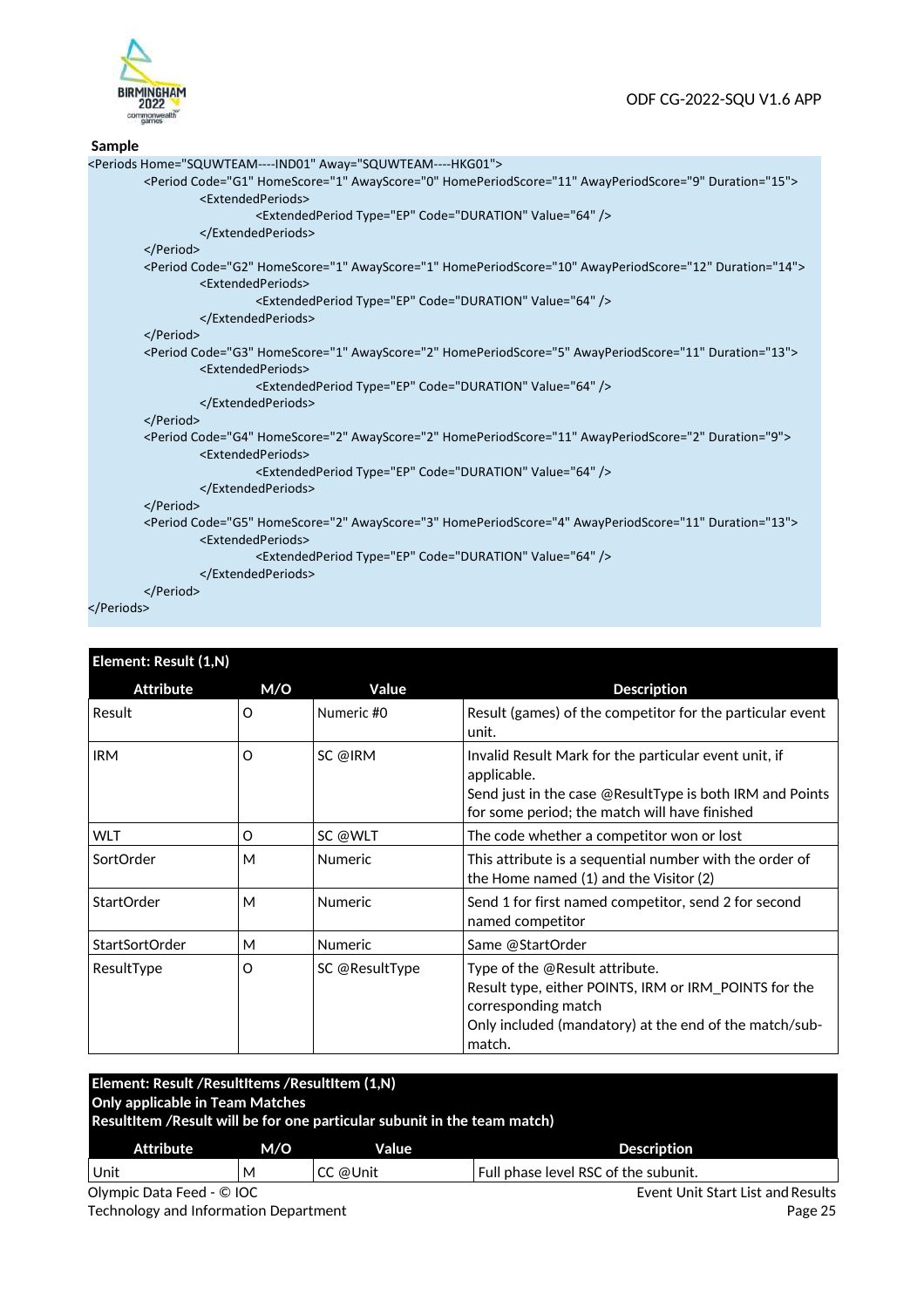**Sample**

```
<Periods Home="SQUWTEAM----IND01" Away="SQUWTEAM----HKG01">
	<Period Code="G1" HomeScore="1" AwayScore="0" HomePeriodScore="11" AwayPeriodScore="9" Duration="15">
		<ExtendedPeriods>
			<ExtendedPeriod Type="EP" Code="DURATION" Value="64" />
		</ExtendedPeriods>
	</Period>
	<Period Code="G2" HomeScore="1" AwayScore="1" HomePeriodScore="10" AwayPeriodScore="12" Duration="14">
		<ExtendedPeriods>
			<ExtendedPeriod Type="EP" Code="DURATION" Value="64" />
		</ExtendedPeriods>
	</Period>
	<Period Code="G3" HomeScore="1" AwayScore="2" HomePeriodScore="5" AwayPeriodScore="11" Duration="13">
		<ExtendedPeriods>
			<ExtendedPeriod Type="EP" Code="DURATION" Value="64" />
		</ExtendedPeriods>
	</Period>
	<Period Code="G4" HomeScore="2" AwayScore="2" HomePeriodScore="11" AwayPeriodScore="2" Duration="9">
		<ExtendedPeriods>
			<ExtendedPeriod Type="EP" Code="DURATION" Value="64" />
		</ExtendedPeriods>
	</Period>
	<Period Code="G5" HomeScore="2" AwayScore="3" HomePeriodScore="4" AwayPeriodScore="11" Duration="13">
		<ExtendedPeriods>
			<ExtendedPeriod Type="EP" Code="DURATION" Value="64" />
		</ExtendedPeriods>
	</Period>
</Periods>
```

**Element: Result (1,N)**

| Attribute | M/O | Value | Description |
|---|---|---|---|
| Result | O | Numeric #0 | Result (games) of the competitor for the particular event unit. |
| IRM | O | SC @IRM | Invalid Result Mark for the particular event unit, if applicable.<br>Send just in the case @ResultType is both IRM and Points for some period; the match will have finished |
| WLT | O | SC @WLT | The code whether a competitor won or lost |
| SortOrder | M | Numeric | This attribute is a sequential number with the order of the Home named (1) and the Visitor (2) |
| StartOrder | M | Numeric | Send 1 for first named competitor, send 2 for second named competitor |
| StartSortOrder | M | Numeric | Same @StartOrder |
| ResultType | O | SC @ResultType | Type of the @Result attribute.<br>Result type, either POINTS, IRM or IRM_POINTS for the corresponding match<br>Only included (mandatory) at the end of the match/sub-match. |

**Element: Result /ResultItems /ResultItem (1,N)**
**Only applicable in Team Matches**
**ResultItem /Result will be for one particular subunit in the team match)**

| Attribute | M/O | Value | Description |
|---|---|---|---|
| Unit | M | CC @Unit | Full phase level RSC of the subunit. |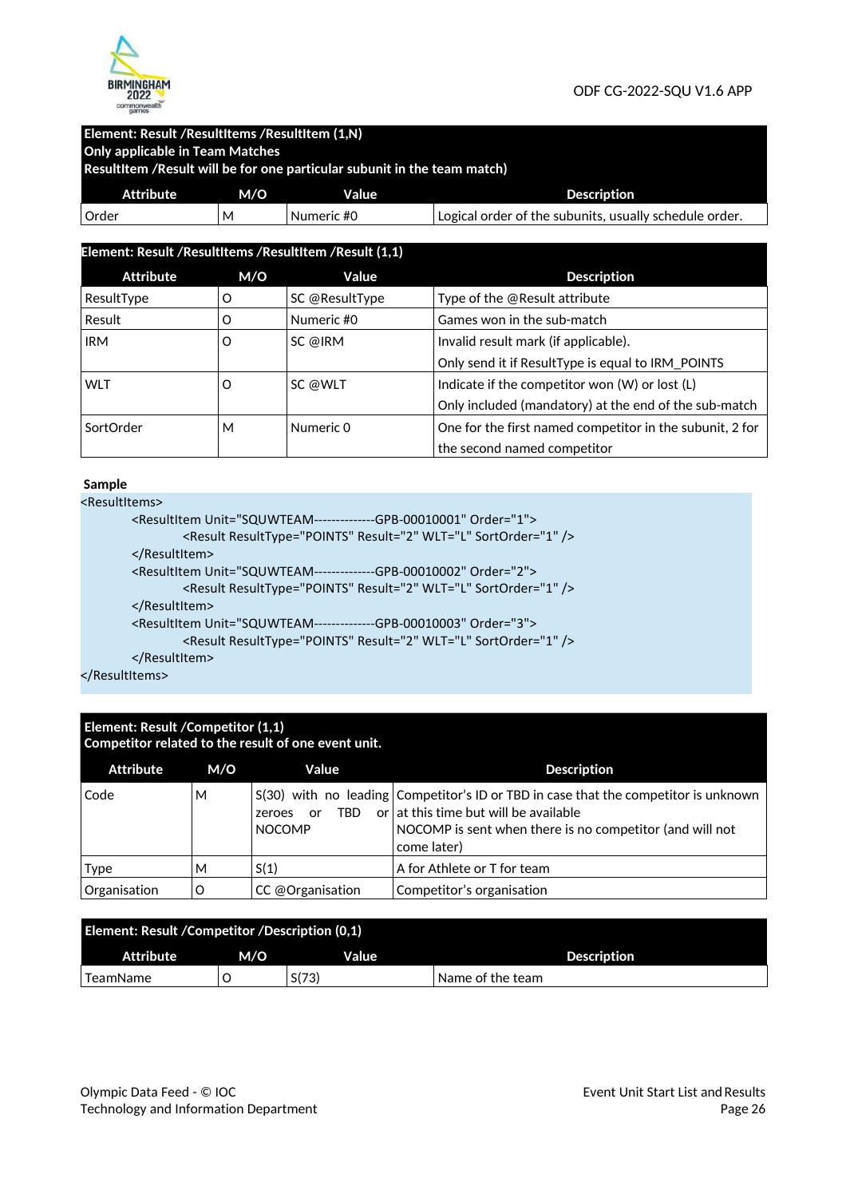| **Element: Result /ResultItems /ResultItem (1,N)<br>Only applicable in Team Matches<br>ResultItem /Result will be for one particular subunit in the team match)** | | | |
|---|---|---|---|
| **Attribute** | **M/O** | **Value** | **Description** |
| Order | M | Numeric #0 | Logical order of the subunits, usually schedule order. |

| **Element: Result /ResultItems /ResultItem /Result (1,1)** | | | |
|---|---|---|---|
| **Attribute** | **M/O** | **Value** | **Description** |
| ResultType | O | SC @ResultType | Type of the @Result attribute |
| Result | O | Numeric #0 | Games won in the sub-match |
| IRM | O | SC @IRM | Invalid result mark (if applicable).<br>Only send it if ResultType is equal to IRM_POINTS |
| WLT | O | SC @WLT | Indicate if the competitor won (W) or lost (L)<br>Only included (mandatory) at the end of the sub-match |
| SortOrder | M | Numeric 0 | One for the first named competitor in the subunit, 2 for the second named competitor |

**Sample**

```
<ResultItems>
        <ResultItem Unit="SQUWTEAM--------------GPB-00010001" Order="1">
                <Result ResultType="POINTS" Result="2" WLT="L" SortOrder="1" />
        </ResultItem>
        <ResultItem Unit="SQUWTEAM--------------GPB-00010002" Order="2">
                <Result ResultType="POINTS" Result="2" WLT="L" SortOrder="1" />
        </ResultItem>
        <ResultItem Unit="SQUWTEAM--------------GPB-00010003" Order="3">
                <Result ResultType="POINTS" Result="2" WLT="L" SortOrder="1" />
        </ResultItem>
</ResultItems>
```

| **Element: Result /Competitor (1,1)<br>Competitor related to the result of one event unit.** | | | |
|---|---|---|---|
| **Attribute** | **M/O** | **Value** | **Description** |
| Code | M | S(30) with no leading zeroes or TBD or NOCOMP | Competitor's ID or TBD in case that the competitor is unknown at this time but will be available<br>NOCOMP is sent when there is no competitor (and will not come later) |
| Type | M | S(1) | A for Athlete or T for team |
| Organisation | O | CC @Organisation | Competitor's organisation |

| **Element: Result /Competitor /Description (0,1)** | | | |
|---|---|---|---|
| **Attribute** | **M/O** | **Value** | **Description** |
| TeamName | O | S(73) | Name of the team |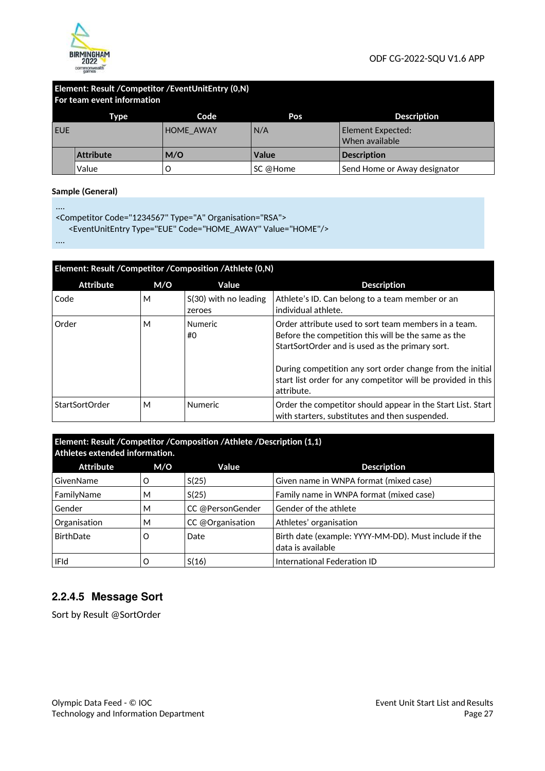| Element: Result /Competitor /EventUnitEntry (0,N) For team event information | | | | |
|---|---|---|---|---|
| **Type** | | **Code** | **Pos** | **Description** |
| EUE | | HOME_AWAY | N/A | Element Expected: When available |
| | **Attribute** | **M/O** | **Value** | **Description** |
| | Value | O | SC @Home | Send Home or Away designator |

**Sample (General)**

```
....
<Competitor Code="1234567" Type="A" Organisation="RSA">
    <EventUnitEntry Type="EUE" Code="HOME_AWAY" Value="HOME"/>
....
```

**Element: Result /Competitor /Composition /Athlete (0,N)**

| Attribute | M/O | Value | Description |
|---|---|---|---|
| Code | M | S(30) with no leading zeroes | Athlete's ID. Can belong to a team member or an individual athlete. |
| Order | M | Numeric #0 | Order attribute used to sort team members in a team. Before the competition this will be the same as the StartSortOrder and is used as the primary sort.<br><br>During competition any sort order change from the initial start list order for any competitor will be provided in this attribute. |
| StartSortOrder | M | Numeric | Order the competitor should appear in the Start List. Start with starters, substitutes and then suspended. |

**Element: Result /Competitor /Composition /Athlete /Description (1,1) Athletes extended information.**

| Attribute | M/O | Value | Description |
|---|---|---|---|
| GivenName | O | S(25) | Given name in WNPA format (mixed case) |
| FamilyName | M | S(25) | Family name in WNPA format (mixed case) |
| Gender | M | CC @PersonGender | Gender of the athlete |
| Organisation | M | CC @Organisation | Athletes' organisation |
| BirthDate | O | Date | Birth date (example: YYYY-MM-DD). Must include if the data is available |
| IFId | O | S(16) | International Federation ID |

### 2.2.4.5 Message Sort

Sort by Result @SortOrder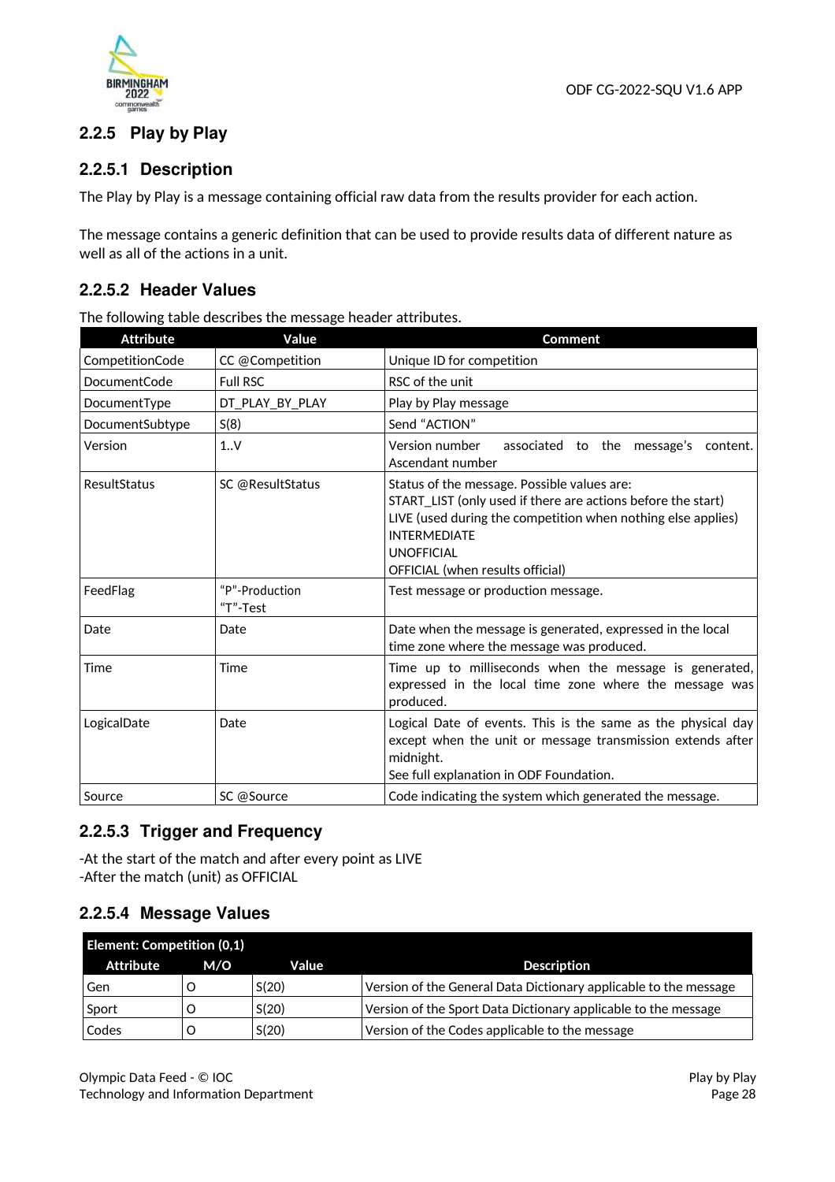### 2.2.5 Play by Play

#### 2.2.5.1 Description

The Play by Play is a message containing official raw data from the results provider for each action.

The message contains a generic definition that can be used to provide results data of different nature as well as all of the actions in a unit.

#### 2.2.5.2 Header Values

The following table describes the message header attributes.

| Attribute | Value | Comment |
|---|---|---|
| CompetitionCode | CC @Competition | Unique ID for competition |
| DocumentCode | Full RSC | RSC of the unit |
| DocumentType | DT_PLAY_BY_PLAY | Play by Play message |
| DocumentSubtype | S(8) | Send "ACTION" |
| Version | 1..V | Version number associated to the message's content. Ascendant number |
| ResultStatus | SC @ResultStatus | Status of the message. Possible values are:<br>START_LIST (only used if there are actions before the start)<br>LIVE (used during the competition when nothing else applies)<br>INTERMEDIATE<br>UNOFFICIAL<br>OFFICIAL (when results official) |
| FeedFlag | "P"-Production<br>"T"-Test | Test message or production message. |
| Date | Date | Date when the message is generated, expressed in the local time zone where the message was produced. |
| Time | Time | Time up to milliseconds when the message is generated, expressed in the local time zone where the message was produced. |
| LogicalDate | Date | Logical Date of events. This is the same as the physical day except when the unit or message transmission extends after midnight.<br>See full explanation in ODF Foundation. |
| Source | SC @Source | Code indicating the system which generated the message. |

#### 2.2.5.3 Trigger and Frequency

-At the start of the match and after every point as LIVE
-After the match (unit) as OFFICIAL

#### 2.2.5.4 Message Values

| Element: Competition (0,1) | | | |
|---|---|---|---|
| **Attribute** | **M/O** | **Value** | **Description** |
| Gen | O | S(20) | Version of the General Data Dictionary applicable to the message |
| Sport | O | S(20) | Version of the Sport Data Dictionary applicable to the message |
| Codes | O | S(20) | Version of the Codes applicable to the message |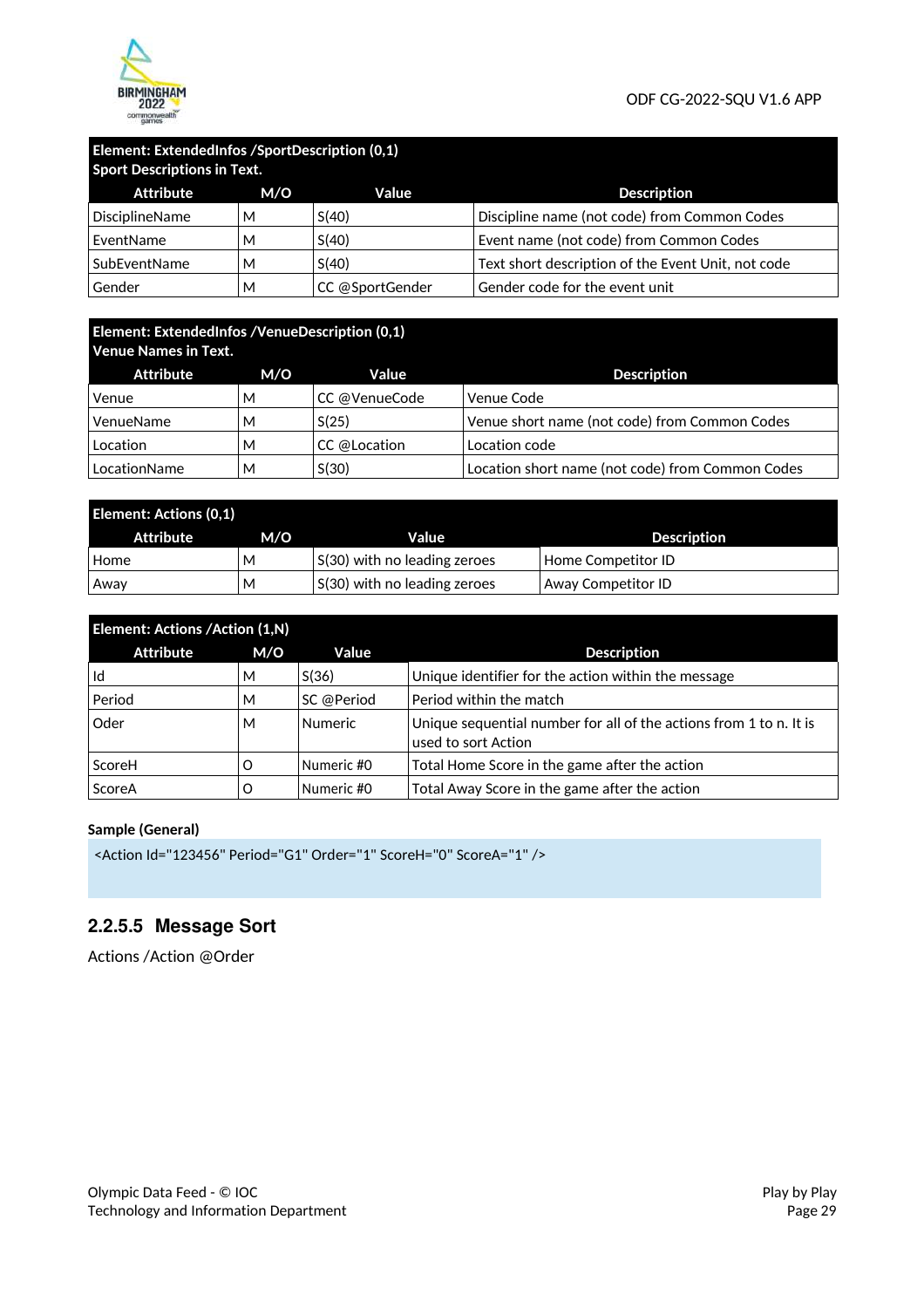| Element: ExtendedInfos /SportDescription (0,1) Sport Descriptions in Text. | | | |
|---|---|---|---|
| **Attribute** | **M/O** | **Value** | **Description** |
| DisciplineName | M | S(40) | Discipline name (not code) from Common Codes |
| EventName | M | S(40) | Event name (not code) from Common Codes |
| SubEventName | M | S(40) | Text short description of the Event Unit, not code |
| Gender | M | CC @SportGender | Gender code for the event unit |

| Element: ExtendedInfos /VenueDescription (0,1) Venue Names in Text. | | | |
|---|---|---|---|
| **Attribute** | **M/O** | **Value** | **Description** |
| Venue | M | CC @VenueCode | Venue Code |
| VenueName | M | S(25) | Venue short name (not code) from Common Codes |
| Location | M | CC @Location | Location code |
| LocationName | M | S(30) | Location short name (not code) from Common Codes |

| Element: Actions (0,1) | | | |
|---|---|---|---|
| **Attribute** | **M/O** | **Value** | **Description** |
| Home | M | S(30) with no leading zeroes | Home Competitor ID |
| Away | M | S(30) with no leading zeroes | Away Competitor ID |

| Element: Actions /Action (1,N) | | | |
|---|---|---|---|
| **Attribute** | **M/O** | **Value** | **Description** |
| Id | M | S(36) | Unique identifier for the action within the message |
| Period | M | SC @Period | Period within the match |
| Oder | M | Numeric | Unique sequential number for all of the actions from 1 to n. It is used to sort Action |
| ScoreH | O | Numeric #0 | Total Home Score in the game after the action |
| ScoreA | O | Numeric #0 | Total Away Score in the game after the action |

**Sample (General)**

```
<Action Id="123456" Period="G1" Order="1" ScoreH="0" ScoreA="1" />
```

### 2.2.5.5 Message Sort

Actions /Action @Order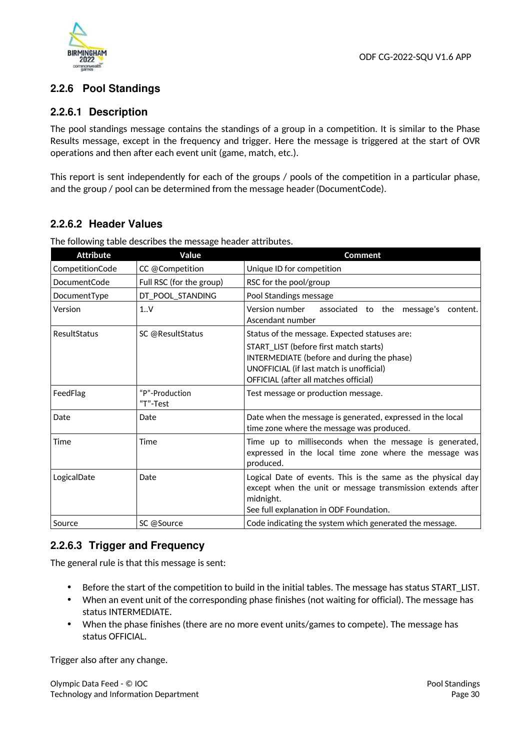### 2.2.6 Pool Standings

#### 2.2.6.1 Description

The pool standings message contains the standings of a group in a competition. It is similar to the Phase Results message, except in the frequency and trigger. Here the message is triggered at the start of OVR operations and then after each event unit (game, match, etc.).

This report is sent independently for each of the groups / pools of the competition in a particular phase, and the group / pool can be determined from the message header (DocumentCode).

#### 2.2.6.2 Header Values

The following table describes the message header attributes.

| Attribute | Value | Comment |
|---|---|---|
| CompetitionCode | CC @Competition | Unique ID for competition |
| DocumentCode | Full RSC (for the group) | RSC for the pool/group |
| DocumentType | DT_POOL_STANDING | Pool Standings message |
| Version | 1..V | Version number associated to the message's content. Ascendant number |
| ResultStatus | SC @ResultStatus | Status of the message. Expected statuses are:<br>START_LIST (before first match starts)<br>INTERMEDIATE (before and during the phase)<br>UNOFFICIAL (if last match is unofficial)<br>OFFICIAL (after all matches official) |
| FeedFlag | "P"-Production<br>"T"-Test | Test message or production message. |
| Date | Date | Date when the message is generated, expressed in the local time zone where the message was produced. |
| Time | Time | Time up to milliseconds when the message is generated, expressed in the local time zone where the message was produced. |
| LogicalDate | Date | Logical Date of events. This is the same as the physical day except when the unit or message transmission extends after midnight.<br>See full explanation in ODF Foundation. |
| Source | SC @Source | Code indicating the system which generated the message. |

#### 2.2.6.3 Trigger and Frequency

The general rule is that this message is sent:

- Before the start of the competition to build in the initial tables. The message has status START_LIST.
- When an event unit of the corresponding phase finishes (not waiting for official). The message has status INTERMEDIATE.
- When the phase finishes (there are no more event units/games to compete). The message has status OFFICIAL.

Trigger also after any change.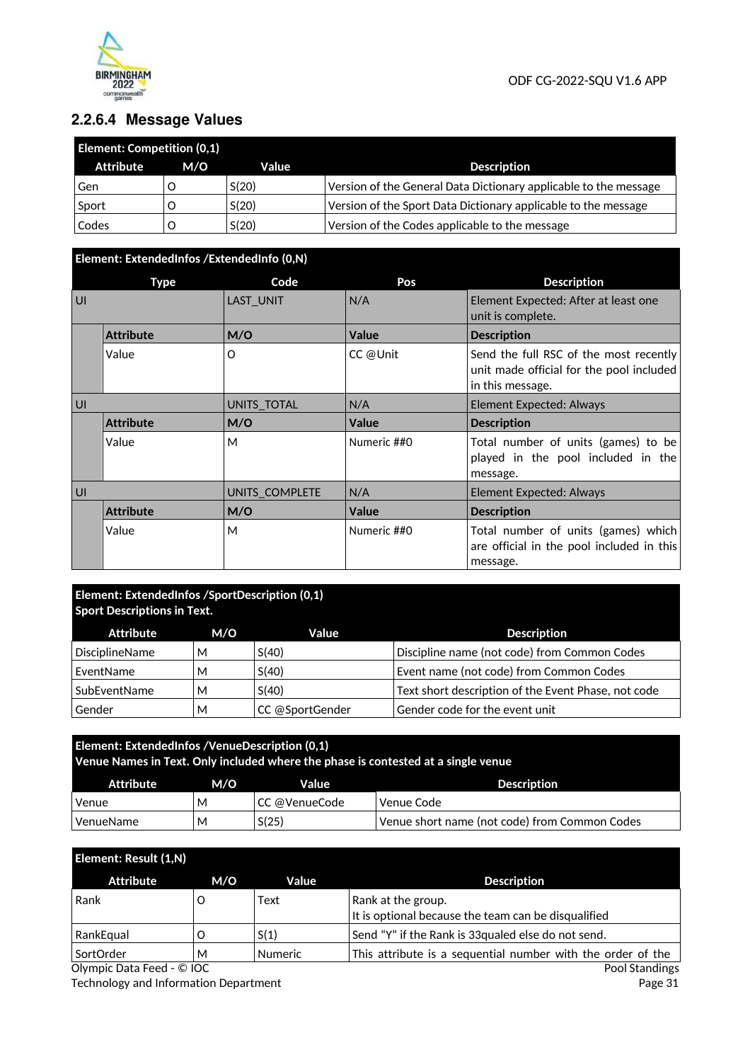### 2.2.6.4 Message Values

| Element: Competition (0,1) | | | |
|---|---|---|---|
| **Attribute** | **M/O** | **Value** | **Description** |
| Gen | O | S(20) | Version of the General Data Dictionary applicable to the message |
| Sport | O | S(20) | Version of the Sport Data Dictionary applicable to the message |
| Codes | O | S(20) | Version of the Codes applicable to the message |

| Element: ExtendedInfos /ExtendedInfo (0,N) | | | | |
|---|---|---|---|---|
| **Type** | | **Code** | **Pos** | **Description** |
| UI | | LAST_UNIT | N/A | Element Expected: After at least one unit is complete. |
| | **Attribute** | **M/O** | **Value** | **Description** |
| | Value | O | CC @Unit | Send the full RSC of the most recently unit made official for the pool included in this message. |
| UI | | UNITS_TOTAL | N/A | Element Expected: Always |
| | **Attribute** | **M/O** | **Value** | **Description** |
| | Value | M | Numeric ##0 | Total number of units (games) to be played in the pool included in the message. |
| UI | | UNITS_COMPLETE | N/A | Element Expected: Always |
| | **Attribute** | **M/O** | **Value** | **Description** |
| | Value | M | Numeric ##0 | Total number of units (games) which are official in the pool included in this message. |

| Element: ExtendedInfos /SportDescription (0,1) Sport Descriptions in Text. | | | |
|---|---|---|---|
| **Attribute** | **M/O** | **Value** | **Description** |
| DisciplineName | M | S(40) | Discipline name (not code) from Common Codes |
| EventName | M | S(40) | Event name (not code) from Common Codes |
| SubEventName | M | S(40) | Text short description of the Event Phase, not code |
| Gender | M | CC @SportGender | Gender code for the event unit |

| Element: ExtendedInfos /VenueDescription (0,1) Venue Names in Text. Only included where the phase is contested at a single venue | | | |
|---|---|---|---|
| **Attribute** | **M/O** | **Value** | **Description** |
| Venue | M | CC @VenueCode | Venue Code |
| VenueName | M | S(25) | Venue short name (not code) from Common Codes |

| Element: Result (1,N) | | | |
|---|---|---|---|
| **Attribute** | **M/O** | **Value** | **Description** |
| Rank | O | Text | Rank at the group. It is optional because the team can be disqualified |
| RankEqual | O | S(1) | Send "Y" if the Rank is 33qualed else do not send. |
| SortOrder | M | Numeric | This attribute is a sequential number with the order of the |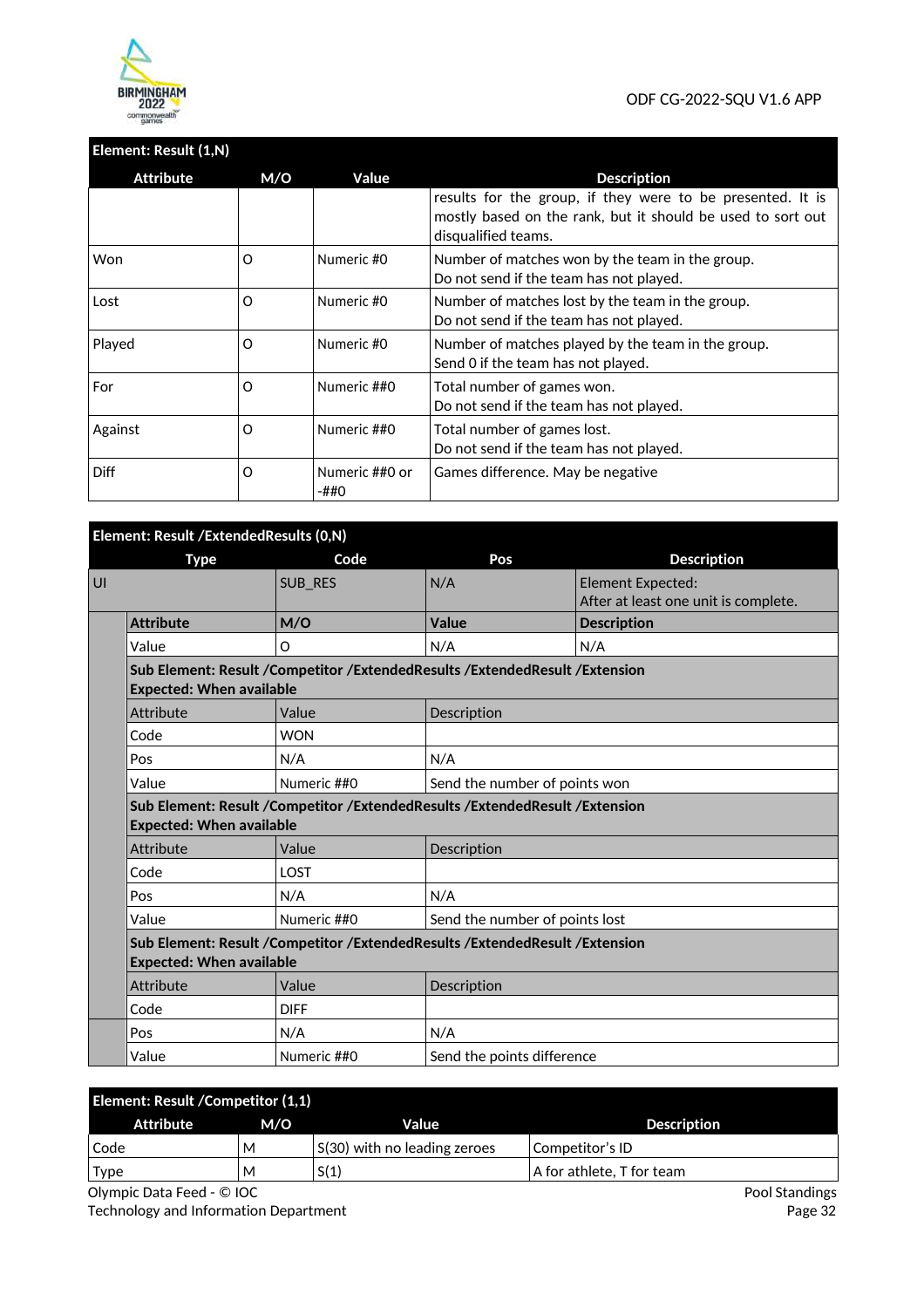| Element: Result (1,N) | | | |
|---|---|---|---|
| **Attribute** | **M/O** | **Value** | **Description** |
| | | | results for the group, if they were to be presented. It is mostly based on the rank, but it should be used to sort out disqualified teams. |
| Won | O | Numeric #0 | Number of matches won by the team in the group.<br>Do not send if the team has not played. |
| Lost | O | Numeric #0 | Number of matches lost by the team in the group.<br>Do not send if the team has not played. |
| Played | O | Numeric #0 | Number of matches played by the team in the group.<br>Send 0 if the team has not played. |
| For | O | Numeric ##0 | Total number of games won.<br>Do not send if the team has not played. |
| Against | O | Numeric ##0 | Total number of games lost.<br>Do not send if the team has not played. |
| Diff | O | Numeric ##0 or -##0 | Games difference. May be negative |

| Element: Result /ExtendedResults (0,N) | | | | |
|---|---|---|---|---|
| **Type** | | **Code** | **Pos** | **Description** |
| UI | | SUB_RES | N/A | Element Expected:<br>After at least one unit is complete. |
| | **Attribute** | **M/O** | **Value** | **Description** |
| | Value | O | N/A | N/A |
| | **Sub Element: Result /Competitor /ExtendedResults /ExtendedResult /Extension<br>Expected: When available** | | | |
| | Attribute | Value | Description | |
| | Code | WON | | |
| | Pos | N/A | N/A | |
| | Value | Numeric ##0 | Send the number of points won | |
| | **Sub Element: Result /Competitor /ExtendedResults /ExtendedResult /Extension<br>Expected: When available** | | | |
| | Attribute | Value | Description | |
| | Code | LOST | | |
| | Pos | N/A | N/A | |
| | Value | Numeric ##0 | Send the number of points lost | |
| | **Sub Element: Result /Competitor /ExtendedResults /ExtendedResult /Extension<br>Expected: When available** | | | |
| | Attribute | Value | Description | |
| | Code | DIFF | | |
| | Pos | N/A | N/A | |
| | Value | Numeric ##0 | Send the points difference | |

| Element: Result /Competitor (1,1) | | | |
|---|---|---|---|
| **Attribute** | **M/O** | **Value** | **Description** |
| Code | M | S(30) with no leading zeroes | Competitor's ID |
| Type | M | S(1) | A for athlete, T for team |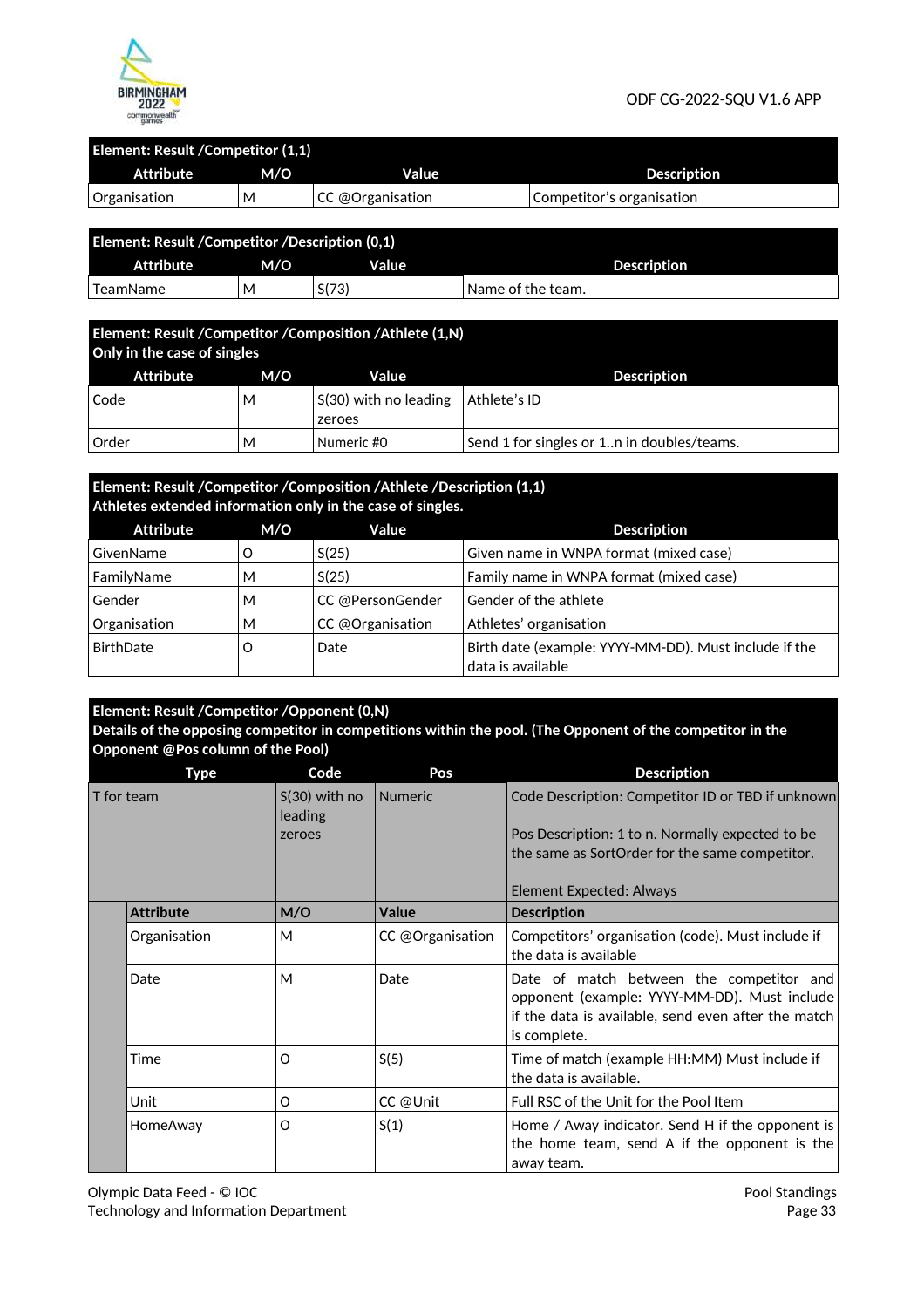| Element: Result /Competitor (1,1) | | | |
|---|---|---|---|
| **Attribute** | **M/O** | **Value** | **Description** |
| Organisation | M | CC @Organisation | Competitor's organisation |

| Element: Result /Competitor /Description (0,1) | | | |
|---|---|---|---|
| **Attribute** | **M/O** | **Value** | **Description** |
| TeamName | M | S(73) | Name of the team. |

| Element: Result /Competitor /Composition /Athlete (1,N) Only in the case of singles | | | |
|---|---|---|---|
| **Attribute** | **M/O** | **Value** | **Description** |
| Code | M | S(30) with no leading zeroes | Athlete's ID |
| Order | M | Numeric #0 | Send 1 for singles or 1..n in doubles/teams. |

| Element: Result /Competitor /Composition /Athlete /Description (1,1) Athletes extended information only in the case of singles. | | | |
|---|---|---|---|
| **Attribute** | **M/O** | **Value** | **Description** |
| GivenName | O | S(25) | Given name in WNPA format (mixed case) |
| FamilyName | M | S(25) | Family name in WNPA format (mixed case) |
| Gender | M | CC @PersonGender | Gender of the athlete |
| Organisation | M | CC @Organisation | Athletes' organisation |
| BirthDate | O | Date | Birth date (example: YYYY-MM-DD). Must include if the data is available |

| Element: Result /Competitor /Opponent (0,N) Details of the opposing competitor in competitions within the pool. (The Opponent of the competitor in the Opponent @Pos column of the Pool) | | | | |
|---|---|---|---|---|
| **Type** | | **Code** | **Pos** | **Description** |
| T for team | | S(30) with no leading zeroes | Numeric | Code Description: Competitor ID or TBD if unknown<br><br>Pos Description: 1 to n. Normally expected to be the same as SortOrder for the same competitor.<br><br>Element Expected: Always |
| | **Attribute** | **M/O** | **Value** | **Description** |
| | Organisation | M | CC @Organisation | Competitors' organisation (code). Must include if the data is available |
| | Date | M | Date | Date of match between the competitor and opponent (example: YYYY-MM-DD). Must include if the data is available, send even after the match is complete. |
| | Time | O | S(5) | Time of match (example HH:MM) Must include if the data is available. |
| | Unit | O | CC @Unit | Full RSC of the Unit for the Pool Item |
| | HomeAway | O | S(1) | Home / Away indicator. Send H if the opponent is the home team, send A if the opponent is the away team. |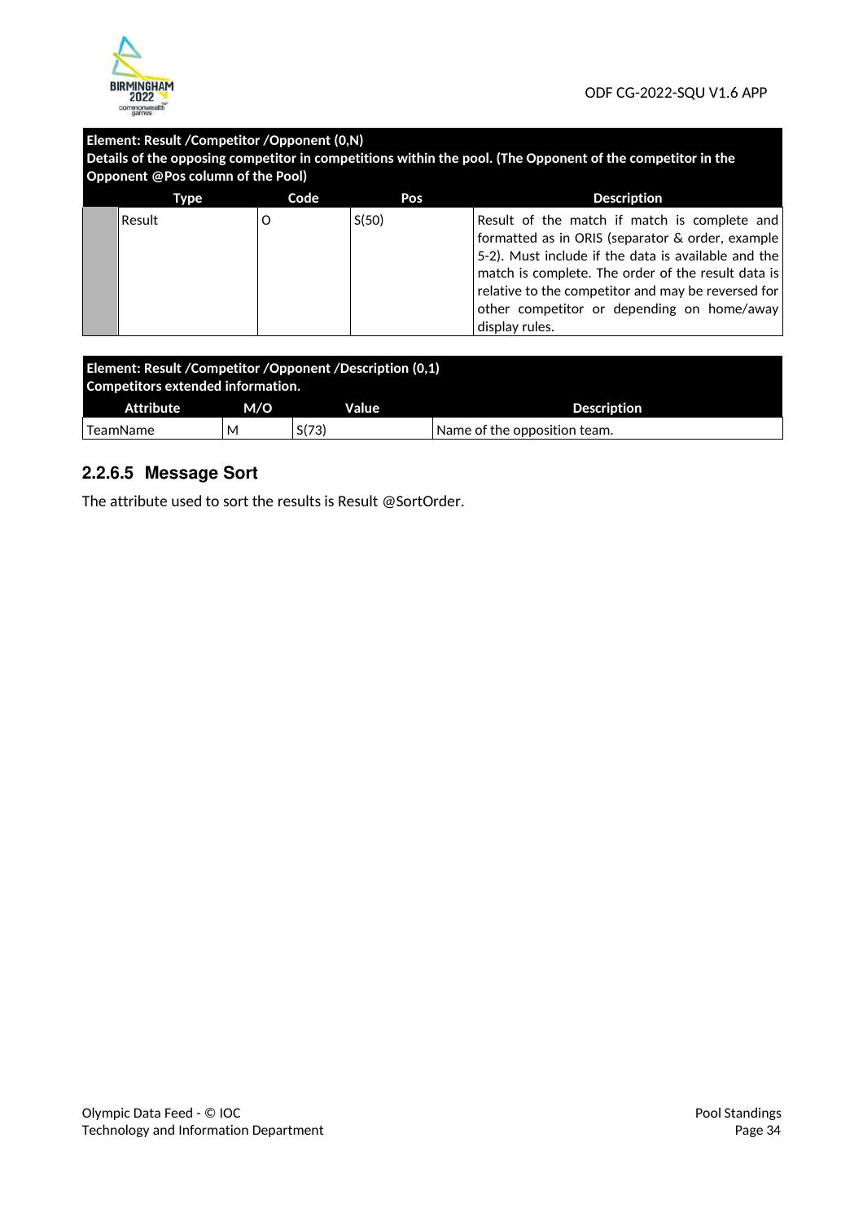**Element: Result /Competitor /Opponent (0,N)**
**Details of the opposing competitor in competitions within the pool. (The Opponent of the competitor in the Opponent @Pos column of the Pool)**

| | Type | Code | Pos | Description |
|---|---|---|---|---|
| | Result | O | S(50) | Result of the match if match is complete and formatted as in ORIS (separator & order, example 5-2). Must include if the data is available and the match is complete. The order of the result data is relative to the competitor and may be reversed for other competitor or depending on home/away display rules. |

**Element: Result /Competitor /Opponent /Description (0,1)**
**Competitors extended information.**

| Attribute | M/O | Value | Description |
|---|---|---|---|
| TeamName | M | S(73) | Name of the opposition team. |

### 2.2.6.5 Message Sort

The attribute used to sort the results is Result @SortOrder.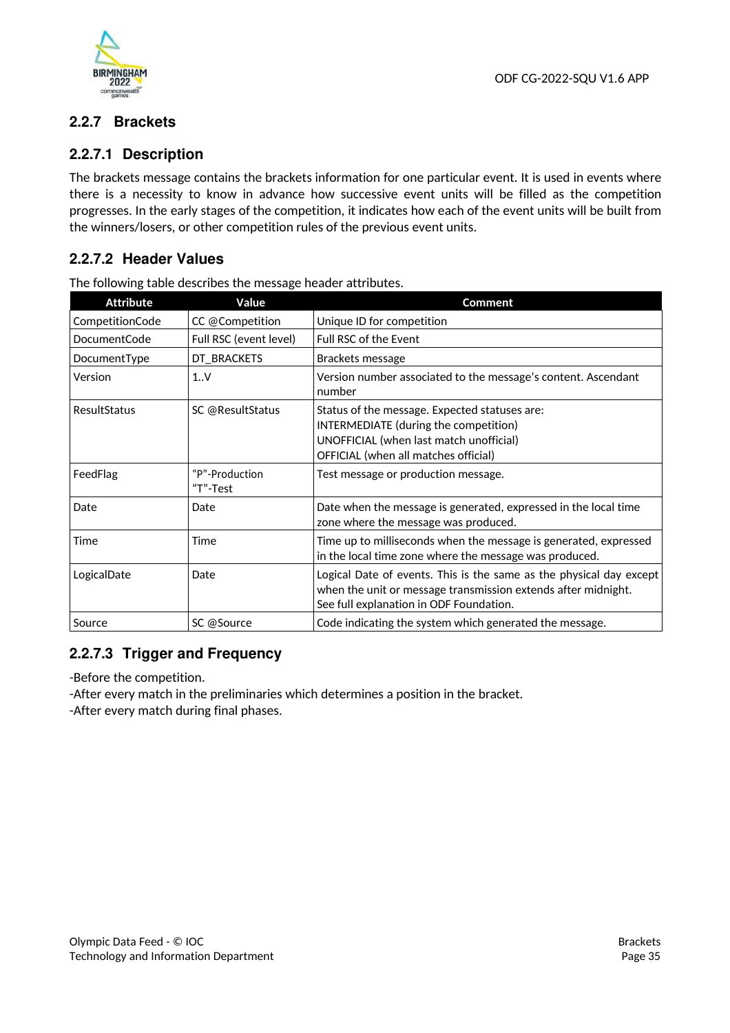### 2.2.7 Brackets

#### 2.2.7.1 Description

The brackets message contains the brackets information for one particular event. It is used in events where there is a necessity to know in advance how successive event units will be filled as the competition progresses. In the early stages of the competition, it indicates how each of the event units will be built from the winners/losers, or other competition rules of the previous event units.

#### 2.2.7.2 Header Values

The following table describes the message header attributes.

| Attribute | Value | Comment |
|---|---|---|
| CompetitionCode | CC @Competition | Unique ID for competition |
| DocumentCode | Full RSC (event level) | Full RSC of the Event |
| DocumentType | DT_BRACKETS | Brackets message |
| Version | 1..V | Version number associated to the message's content. Ascendant number |
| ResultStatus | SC @ResultStatus | Status of the message. Expected statuses are:<br>INTERMEDIATE (during the competition)<br>UNOFFICIAL (when last match unofficial)<br>OFFICIAL (when all matches official) |
| FeedFlag | "P"-Production<br>"T"-Test | Test message or production message. |
| Date | Date | Date when the message is generated, expressed in the local time zone where the message was produced. |
| Time | Time | Time up to milliseconds when the message is generated, expressed in the local time zone where the message was produced. |
| LogicalDate | Date | Logical Date of events. This is the same as the physical day except when the unit or message transmission extends after midnight.<br>See full explanation in ODF Foundation. |
| Source | SC @Source | Code indicating the system which generated the message. |

#### 2.2.7.3 Trigger and Frequency

-Before the competition.
-After every match in the preliminaries which determines a position in the bracket.
-After every match during final phases.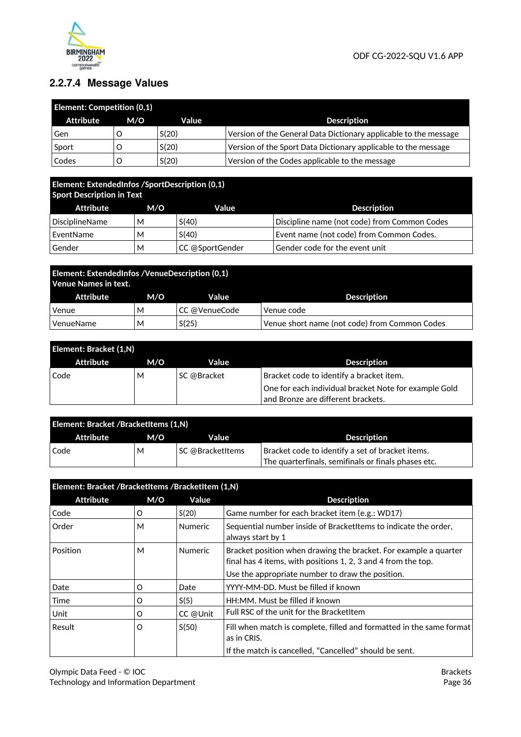### 2.2.7.4 Message Values

| Element: Competition (0,1) | | | |
|---|---|---|---|
| **Attribute** | **M/O** | **Value** | **Description** |
| Gen | O | S(20) | Version of the General Data Dictionary applicable to the message |
| Sport | O | S(20) | Version of the Sport Data Dictionary applicable to the message |
| Codes | O | S(20) | Version of the Codes applicable to the message |

| Element: ExtendedInfos /SportDescription (0,1) Sport Description in Text | | | |
|---|---|---|---|
| **Attribute** | **M/O** | **Value** | **Description** |
| DisciplineName | M | S(40) | Discipline name (not code) from Common Codes |
| EventName | M | S(40) | Event name (not code) from Common Codes. |
| Gender | M | CC @SportGender | Gender code for the event unit |

| Element: ExtendedInfos /VenueDescription (0,1) Venue Names in text. | | | |
|---|---|---|---|
| **Attribute** | **M/O** | **Value** | **Description** |
| Venue | M | CC @VenueCode | Venue code |
| VenueName | M | S(25) | Venue short name (not code) from Common Codes |

| Element: Bracket (1,N) | | | |
|---|---|---|---|
| **Attribute** | **M/O** | **Value** | **Description** |
| Code | M | SC @Bracket | Bracket code to identify a bracket item.<br>One for each individual bracket Note for example Gold and Bronze are different brackets. |

| Element: Bracket /BracketItems (1,N) | | | |
|---|---|---|---|
| **Attribute** | **M/O** | **Value** | **Description** |
| Code | M | SC @BracketItems | Bracket code to identify a set of bracket items. The quarterfinals, semifinals or finals phases etc. |

| Element: Bracket /BracketItems /BracketItem (1,N) | | | |
|---|---|---|---|
| **Attribute** | **M/O** | **Value** | **Description** |
| Code | O | S(20) | Game number for each bracket item (e.g.: WD17) |
| Order | M | Numeric | Sequential number inside of BracketItems to indicate the order, always start by 1 |
| Position | M | Numeric | Bracket position when drawing the bracket. For example a quarter final has 4 items, with positions 1, 2, 3 and 4 from the top.<br>Use the appropriate number to draw the position. |
| Date | O | Date | YYYY-MM-DD. Must be filled if known |
| Time | O | S(5) | HH:MM. Must be filled if known |
| Unit | O | CC @Unit | Full RSC of the unit for the BracketItem |
| Result | O | S(50) | Fill when match is complete, filled and formatted in the same format as in CRIS.<br>If the match is cancelled, "Cancelled" should be sent. |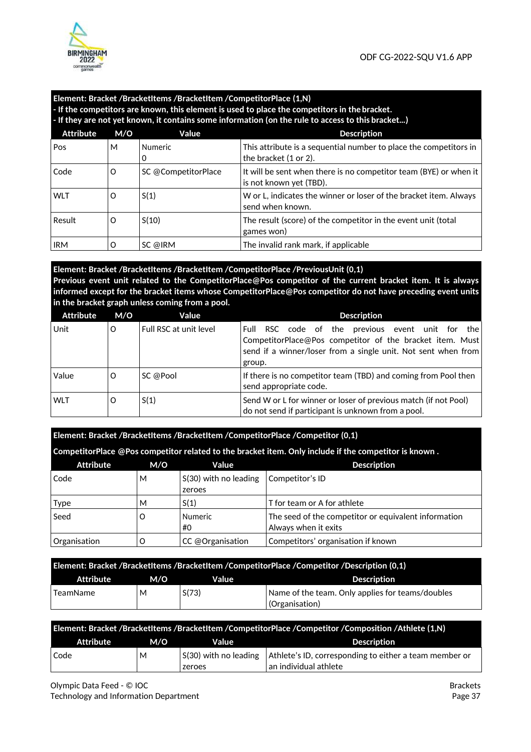**Element: Bracket /BracketItems /BracketItem /CompetitorPlace (1,N)**
**- If the competitors are known, this element is used to place the competitors in the bracket.**
**- If they are not yet known, it contains some information (on the rule to access to this bracket…)**

| Attribute | M/O | Value | Description |
|---|---|---|---|
| Pos | M | Numeric 0 | This attribute is a sequential number to place the competitors in the bracket (1 or 2). |
| Code | O | SC @CompetitorPlace | It will be sent when there is no competitor team (BYE) or when it is not known yet (TBD). |
| WLT | O | S(1) | W or L, indicates the winner or loser of the bracket item. Always send when known. |
| Result | O | S(10) | The result (score) of the competitor in the event unit (total games won) |
| IRM | O | SC @IRM | The invalid rank mark, if applicable |

**Element: Bracket /BracketItems /BracketItem /CompetitorPlace /PreviousUnit (0,1)**
**Previous event unit related to the CompetitorPlace@Pos competitor of the current bracket item. It is always informed except for the bracket items whose CompetitorPlace@Pos competitor do not have preceding event units in the bracket graph unless coming from a pool.**

| Attribute | M/O | Value | Description |
|---|---|---|---|
| Unit | O | Full RSC at unit level | Full RSC code of the previous event unit for the CompetitorPlace@Pos competitor of the bracket item. Must send if a winner/loser from a single unit. Not sent when from group. |
| Value | O | SC @Pool | If there is no competitor team (TBD) and coming from Pool then send appropriate code. |
| WLT | O | S(1) | Send W or L for winner or loser of previous match (if not Pool) do not send if participant is unknown from a pool. |

**Element: Bracket /BracketItems /BracketItem /CompetitorPlace /Competitor (0,1)**
**CompetitorPlace @Pos competitor related to the bracket item. Only include if the competitor is known .**

| Attribute | M/O | Value | Description |
|---|---|---|---|
| Code | M | S(30) with no leading zeroes | Competitor's ID |
| Type | M | S(1) | T for team or A for athlete |
| Seed | O | Numeric #0 | The seed of the competitor or equivalent information Always when it exits |
| Organisation | O | CC @Organisation | Competitors' organisation if known |

**Element: Bracket /BracketItems /BracketItem /CompetitorPlace /Competitor /Description (0,1)**

| Attribute | M/O | Value | Description |
|---|---|---|---|
| TeamName | M | S(73) | Name of the team. Only applies for teams/doubles (Organisation) |

**Element: Bracket /BracketItems /BracketItem /CompetitorPlace /Competitor /Composition /Athlete (1,N)**

| Attribute | M/O | Value | Description |
|---|---|---|---|
| Code | M | S(30) with no leading zeroes | Athlete's ID, corresponding to either a team member or an individual athlete |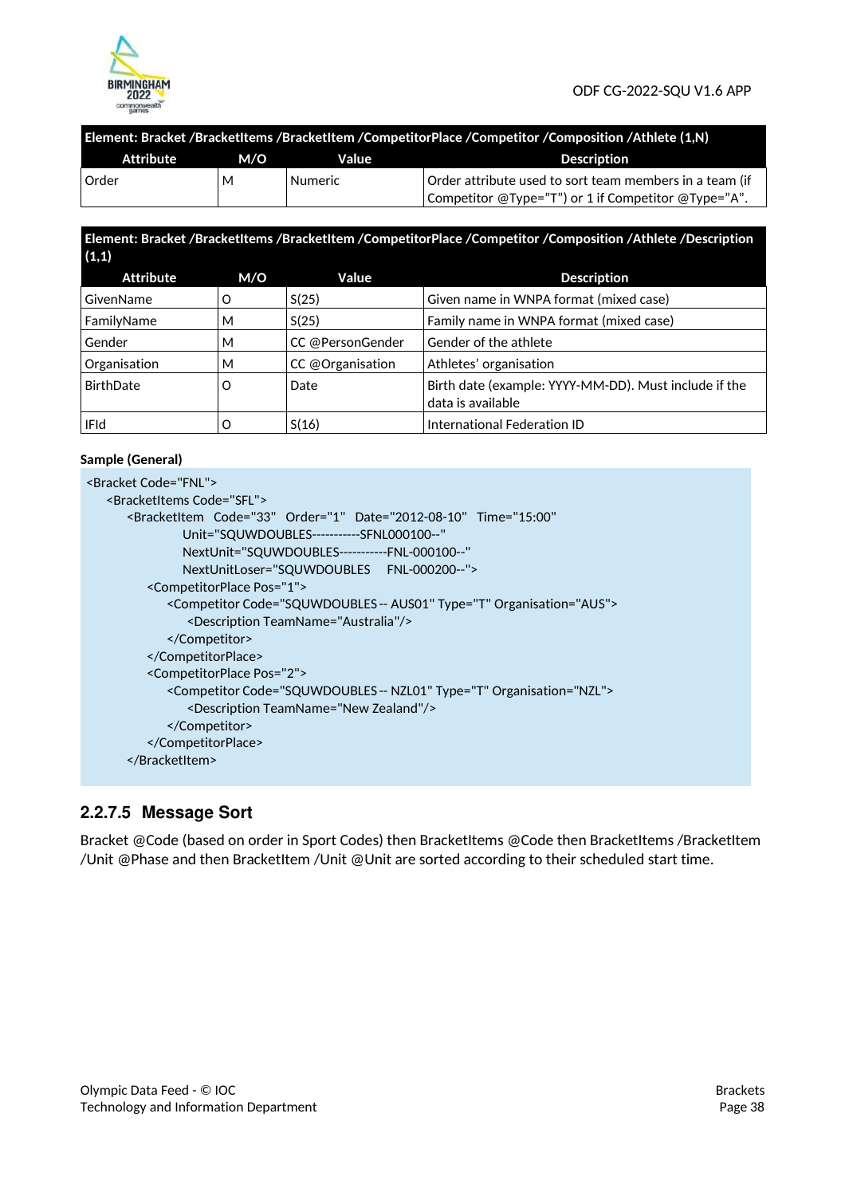| Element: Bracket /BracketItems /BracketItem /CompetitorPlace /Competitor /Composition /Athlete (1,N) | | | |
|---|---|---|---|
| **Attribute** | **M/O** | **Value** | **Description** |
| Order | M | Numeric | Order attribute used to sort team members in a team (if Competitor @Type="T") or 1 if Competitor @Type="A". |

| Element: Bracket /BracketItems /BracketItem /CompetitorPlace /Competitor /Composition /Athlete /Description (1,1) | | | |
|---|---|---|---|
| **Attribute** | **M/O** | **Value** | **Description** |
| GivenName | O | S(25) | Given name in WNPA format (mixed case) |
| FamilyName | M | S(25) | Family name in WNPA format (mixed case) |
| Gender | M | CC @PersonGender | Gender of the athlete |
| Organisation | M | CC @Organisation | Athletes' organisation |
| BirthDate | O | Date | Birth date (example: YYYY-MM-DD). Must include if the data is available |
| IFId | O | S(16) | International Federation ID |

**Sample (General)**

```
<Bracket Code="FNL">
    <BracketItems Code="SFL">
        <BracketItem  Code="33"  Order="1"  Date="2012-08-10"  Time="15:00"
                  Unit="SQUWDOUBLES-----------SFNL000100--"
                  NextUnit="SQUWDOUBLES-----------FNL-000100--"
                  NextUnitLoser="SQUWDOUBLES    FNL-000200--">
            <CompetitorPlace Pos="1">
                <Competitor Code="SQUWDOUBLES -- AUS01" Type="T" Organisation="AUS">
                    <Description TeamName="Australia"/>
                </Competitor>
            </CompetitorPlace>
            <CompetitorPlace Pos="2">
                <Competitor Code="SQUWDOUBLES -- NZL01" Type="T" Organisation="NZL">
                    <Description TeamName="New Zealand"/>
                </Competitor>
            </CompetitorPlace>
        </BracketItem>
```

### 2.2.7.5 Message Sort

Bracket @Code (based on order in Sport Codes) then BracketItems @Code then BracketItems /BracketItem /Unit @Phase and then BracketItem /Unit @Unit are sorted according to their scheduled start time.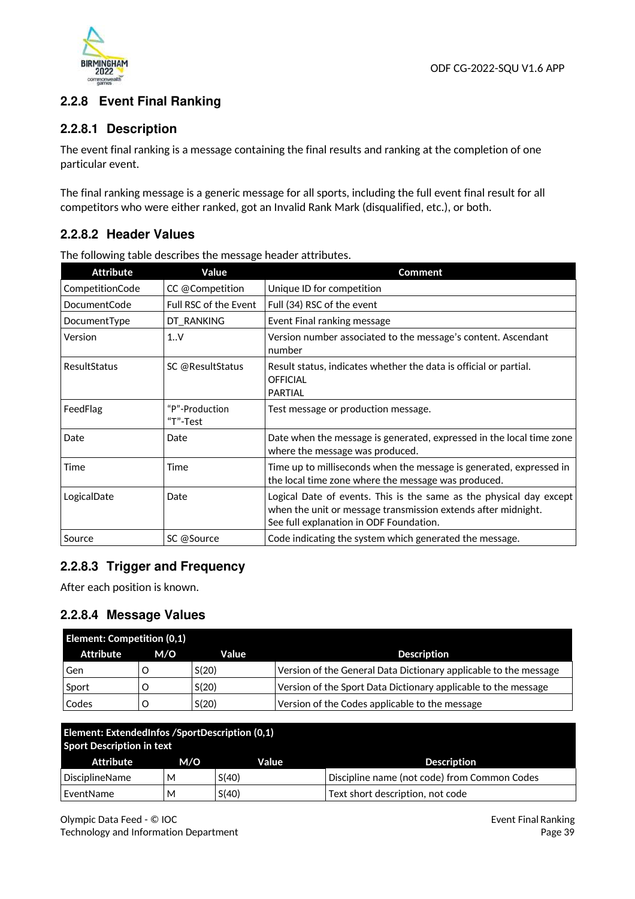### 2.2.8 Event Final Ranking

#### 2.2.8.1 Description

The event final ranking is a message containing the final results and ranking at the completion of one particular event.

The final ranking message is a generic message for all sports, including the full event final result for all competitors who were either ranked, got an Invalid Rank Mark (disqualified, etc.), or both.

#### 2.2.8.2 Header Values

The following table describes the message header attributes.

| Attribute | Value | Comment |
|---|---|---|
| CompetitionCode | CC @Competition | Unique ID for competition |
| DocumentCode | Full RSC of the Event | Full (34) RSC of the event |
| DocumentType | DT_RANKING | Event Final ranking message |
| Version | 1..V | Version number associated to the message's content. Ascendant number |
| ResultStatus | SC @ResultStatus | Result status, indicates whether the data is official or partial.<br>OFFICIAL<br>PARTIAL |
| FeedFlag | "P"-Production<br>"T"-Test | Test message or production message. |
| Date | Date | Date when the message is generated, expressed in the local time zone where the message was produced. |
| Time | Time | Time up to milliseconds when the message is generated, expressed in the local time zone where the message was produced. |
| LogicalDate | Date | Logical Date of events. This is the same as the physical day except when the unit or message transmission extends after midnight.<br>See full explanation in ODF Foundation. |
| Source | SC @Source | Code indicating the system which generated the message. |

#### 2.2.8.3 Trigger and Frequency

After each position is known.

#### 2.2.8.4 Message Values

| Element: Competition (0,1) | | | |
|---|---|---|---|
| **Attribute** | **M/O** | **Value** | **Description** |
| Gen | O | S(20) | Version of the General Data Dictionary applicable to the message |
| Sport | O | S(20) | Version of the Sport Data Dictionary applicable to the message |
| Codes | O | S(20) | Version of the Codes applicable to the message |

| Element: ExtendedInfos /SportDescription (0,1)<br>Sport Description in text | | | |
|---|---|---|---|
| **Attribute** | **M/O** | **Value** | **Description** |
| DisciplineName | M | S(40) | Discipline name (not code) from Common Codes |
| EventName | M | S(40) | Text short description, not code |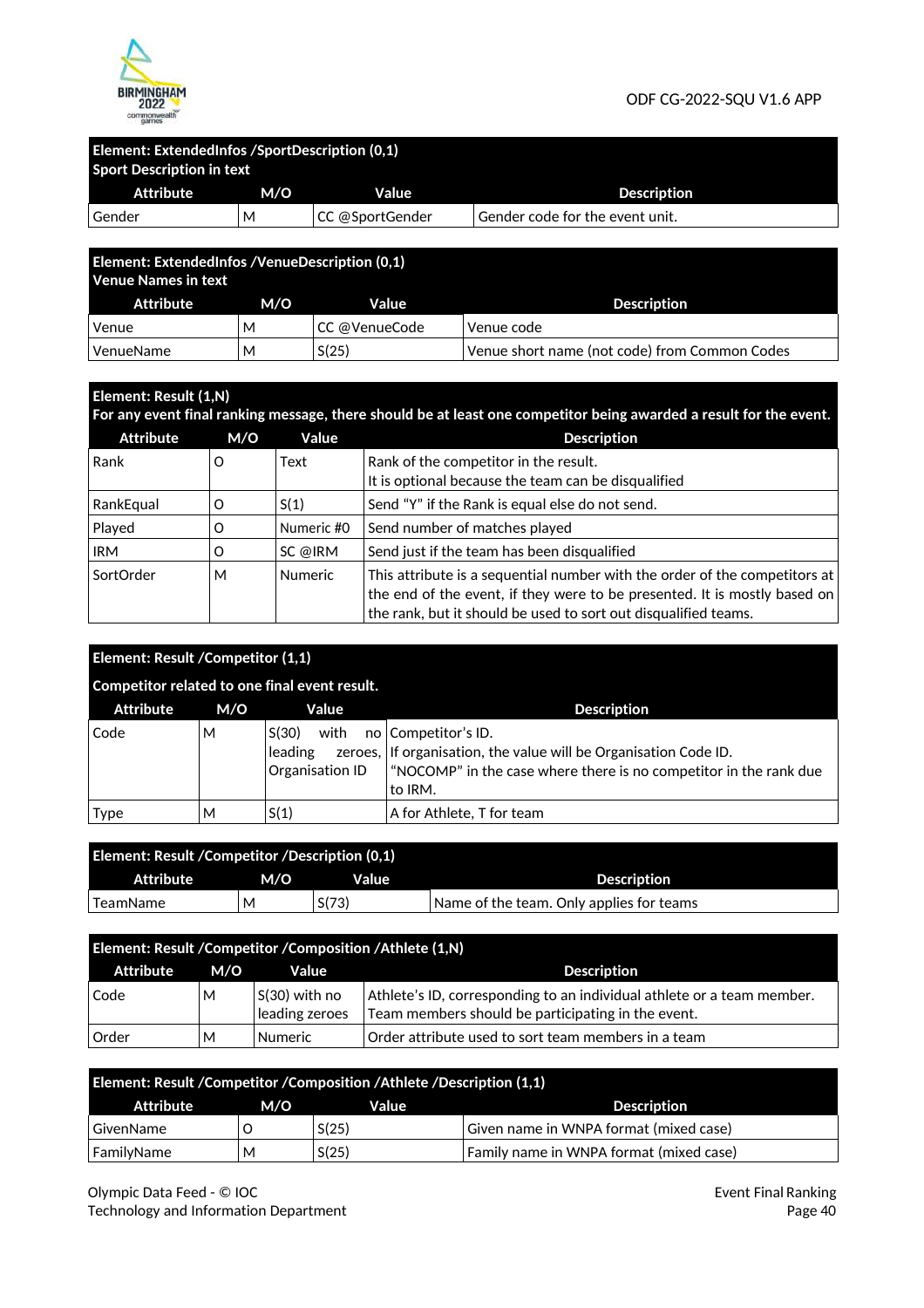| Element: ExtendedInfos /SportDescription (0,1)<br>Sport Description in text | | | |
|---|---|---|---|
| **Attribute** | **M/O** | **Value** | **Description** |
| Gender | M | CC @SportGender | Gender code for the event unit. |

| Element: ExtendedInfos /VenueDescription (0,1)<br>Venue Names in text | | | |
|---|---|---|---|
| **Attribute** | **M/O** | **Value** | **Description** |
| Venue | M | CC @VenueCode | Venue code |
| VenueName | M | S(25) | Venue short name (not code) from Common Codes |

| Element: Result (1,N)<br>For any event final ranking message, there should be at least one competitor being awarded a result for the event. | | | |
|---|---|---|---|
| **Attribute** | **M/O** | **Value** | **Description** |
| Rank | O | Text | Rank of the competitor in the result.<br>It is optional because the team can be disqualified |
| RankEqual | O | S(1) | Send "Y" if the Rank is equal else do not send. |
| Played | O | Numeric #0 | Send number of matches played |
| IRM | O | SC @IRM | Send just if the team has been disqualified |
| SortOrder | M | Numeric | This attribute is a sequential number with the order of the competitors at the end of the event, if they were to be presented. It is mostly based on the rank, but it should be used to sort out disqualified teams. |

| Element: Result /Competitor (1,1)<br>Competitor related to one final event result. | | | |
|---|---|---|---|
| **Attribute** | **M/O** | **Value** | **Description** |
| Code | M | S(30) with no leading zeroes, Organisation ID | Competitor's ID.<br>If organisation, the value will be Organisation Code ID.<br>"NOCOMP" in the case where there is no competitor in the rank due to IRM. |
| Type | M | S(1) | A for Athlete, T for team |

| Element: Result /Competitor /Description (0,1) | | | |
|---|---|---|---|
| **Attribute** | **M/O** | **Value** | **Description** |
| TeamName | M | S(73) | Name of the team. Only applies for teams |

| Element: Result /Competitor /Composition /Athlete (1,N) | | | |
|---|---|---|---|
| **Attribute** | **M/O** | **Value** | **Description** |
| Code | M | S(30) with no leading zeroes | Athlete's ID, corresponding to an individual athlete or a team member. Team members should be participating in the event. |
| Order | M | Numeric | Order attribute used to sort team members in a team |

| Element: Result /Competitor /Composition /Athlete /Description (1,1) | | | |
|---|---|---|---|
| **Attribute** | **M/O** | **Value** | **Description** |
| GivenName | O | S(25) | Given name in WNPA format (mixed case) |
| FamilyName | M | S(25) | Family name in WNPA format (mixed case) |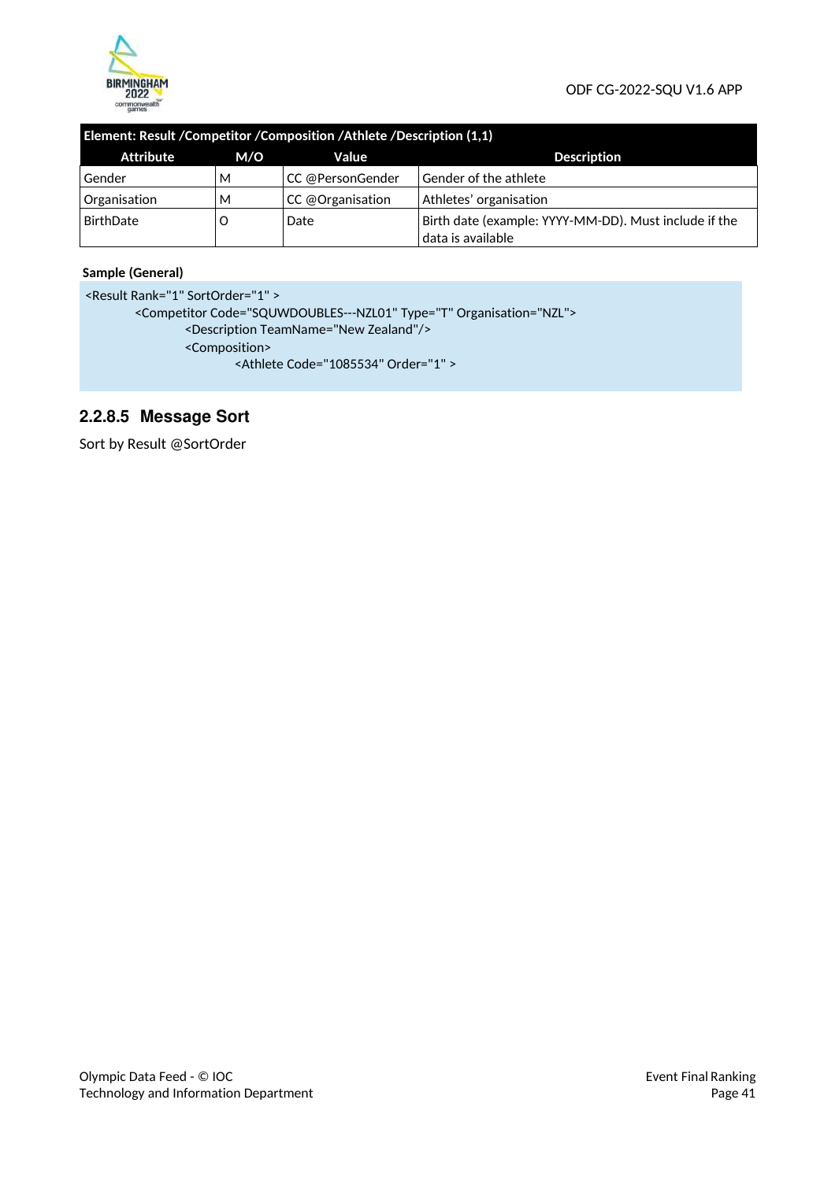| Element: Result /Competitor /Composition /Athlete /Description (1,1) | | | |
|---|---|---|---|
| **Attribute** | **M/O** | **Value** | **Description** |
| Gender | M | CC @PersonGender | Gender of the athlete |
| Organisation | M | CC @Organisation | Athletes' organisation |
| BirthDate | O | Date | Birth date (example: YYYY-MM-DD). Must include if the data is available |

**Sample (General)**

```
<Result Rank="1" SortOrder="1" >
        <Competitor Code="SQUWDOUBLES---NZL01" Type="T" Organisation="NZL">
                <Description TeamName="New Zealand"/>
                <Composition>
                        <Athlete Code="1085534" Order="1" >
```

### 2.2.8.5 Message Sort

Sort by Result @SortOrder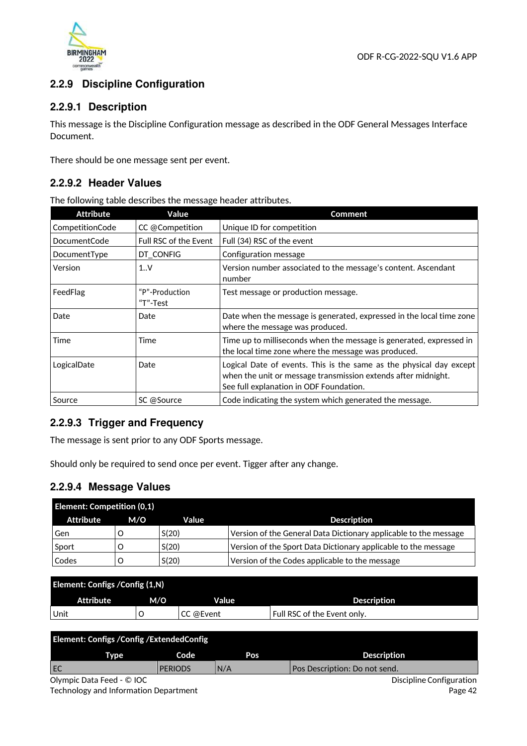## 2.2.9 Discipline Configuration

### 2.2.9.1 Description

This message is the Discipline Configuration message as described in the ODF General Messages Interface Document.

There should be one message sent per event.

### 2.2.9.2 Header Values

The following table describes the message header attributes.

| Attribute | Value | Comment |
|---|---|---|
| CompetitionCode | CC @Competition | Unique ID for competition |
| DocumentCode | Full RSC of the Event | Full (34) RSC of the event |
| DocumentType | DT_CONFIG | Configuration message |
| Version | 1..V | Version number associated to the message's content. Ascendant number |
| FeedFlag | "P"-Production<br>"T"-Test | Test message or production message. |
| Date | Date | Date when the message is generated, expressed in the local time zone where the message was produced. |
| Time | Time | Time up to milliseconds when the message is generated, expressed in the local time zone where the message was produced. |
| LogicalDate | Date | Logical Date of events. This is the same as the physical day except when the unit or message transmission extends after midnight.<br>See full explanation in ODF Foundation. |
| Source | SC @Source | Code indicating the system which generated the message. |

### 2.2.9.3 Trigger and Frequency

The message is sent prior to any ODF Sports message.

Should only be required to send once per event. Tigger after any change.

### 2.2.9.4 Message Values

| Element: Competition (0,1) | | | |
|---|---|---|---|
| **Attribute** | **M/O** | **Value** | **Description** |
| Gen | O | S(20) | Version of the General Data Dictionary applicable to the message |
| Sport | O | S(20) | Version of the Sport Data Dictionary applicable to the message |
| Codes | O | S(20) | Version of the Codes applicable to the message |

| Element: Configs /Config (1,N) | | | |
|---|---|---|---|
| **Attribute** | **M/O** | **Value** | **Description** |
| Unit | O | CC @Event | Full RSC of the Event only. |

| Element: Configs /Config /ExtendedConfig | | | |
|---|---|---|---|
| **Type** | **Code** | **Pos** | **Description** |
| EC | PERIODS | N/A | Pos Description: Do not send. |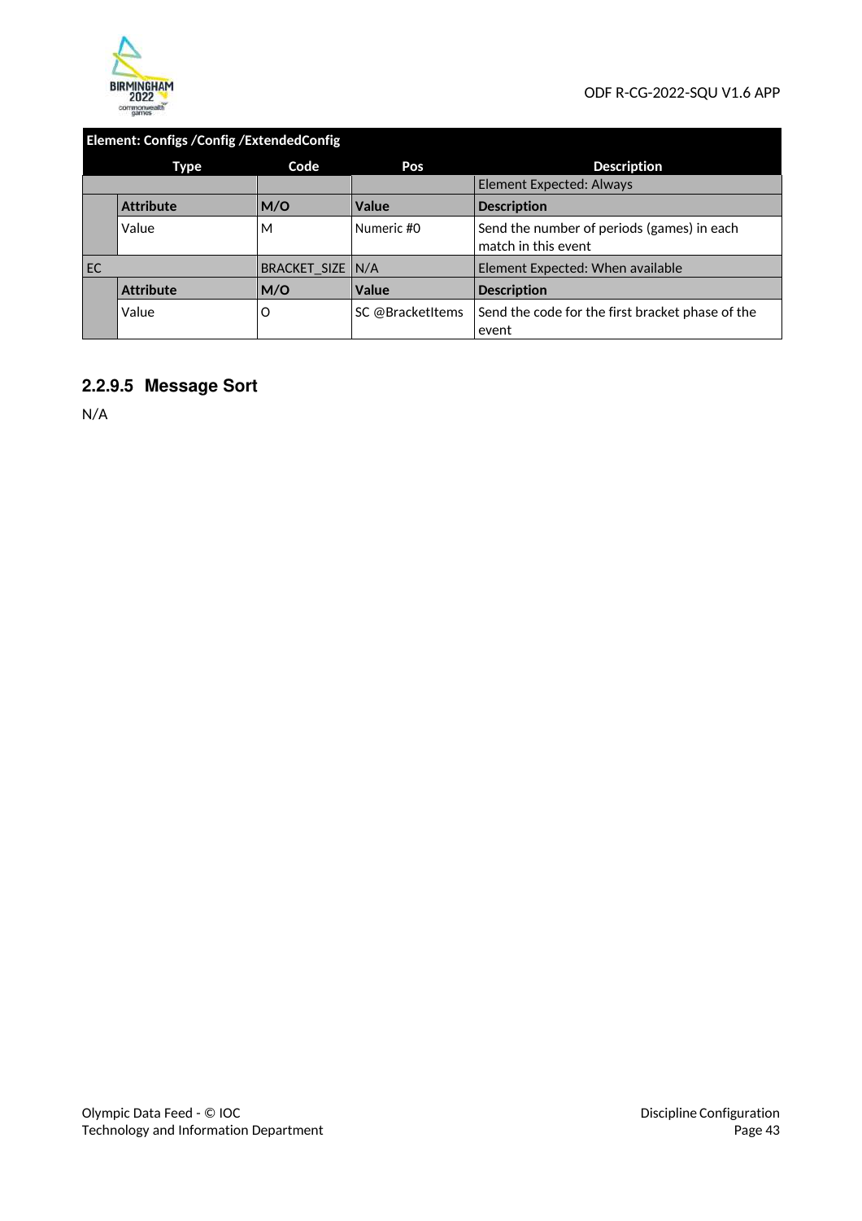| Element: Configs /Config /ExtendedConfig | | | | |
|---|---|---|---|---|
| Type | | Code | Pos | Description |
| | | | | Element Expected: Always |
| | Attribute | M/O | Value | Description |
| | Value | M | Numeric #0 | Send the number of periods (games) in each match in this event |
| EC | | BRACKET_SIZE | N/A | Element Expected: When available |
| | Attribute | M/O | Value | Description |
| | Value | O | SC @BracketItems | Send the code for the first bracket phase of the event |

### 2.2.9.5 Message Sort

N/A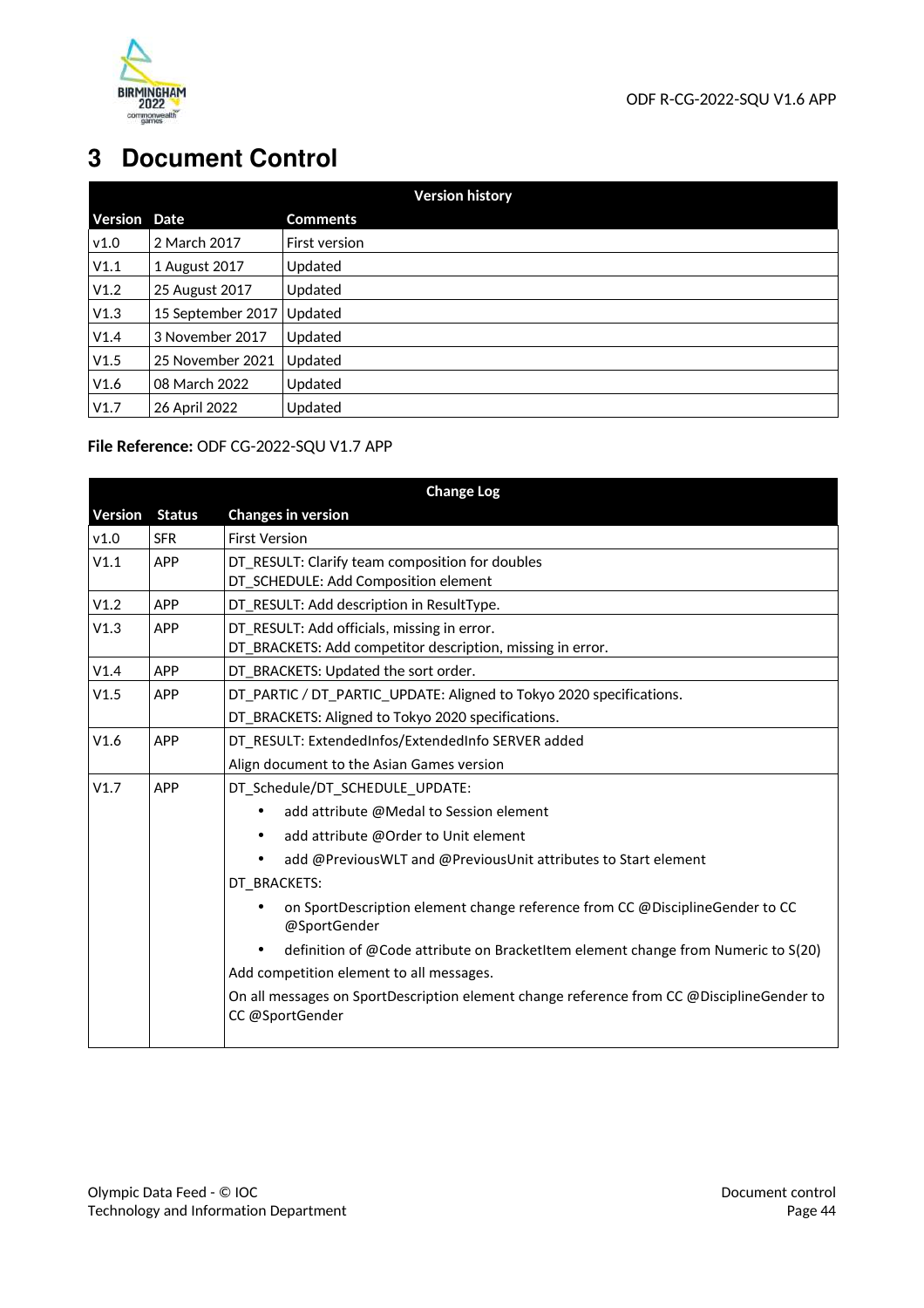# 3 Document Control

| Version history | | |
|---|---|---|
| **Version** | **Date** | **Comments** |
| v1.0 | 2 March 2017 | First version |
| V1.1 | 1 August 2017 | Updated |
| V1.2 | 25 August 2017 | Updated |
| V1.3 | 15 September 2017 | Updated |
| V1.4 | 3 November 2017 | Updated |
| V1.5 | 25 November 2021 | Updated |
| V1.6 | 08 March 2022 | Updated |
| V1.7 | 26 April 2022 | Updated |

**File Reference:** ODF CG-2022-SQU V1.7 APP

| Change Log | | |
|---|---|---|
| **Version** | **Status** | **Changes in version** |
| v1.0 | SFR | First Version |
| V1.1 | APP | DT_RESULT: Clarify team composition for doubles<br>DT_SCHEDULE: Add Composition element |
| V1.2 | APP | DT_RESULT: Add description in ResultType. |
| V1.3 | APP | DT_RESULT: Add officials, missing in error.<br>DT_BRACKETS: Add competitor description, missing in error. |
| V1.4 | APP | DT_BRACKETS: Updated the sort order. |
| V1.5 | APP | DT_PARTIC / DT_PARTIC_UPDATE: Aligned to Tokyo 2020 specifications.<br>DT_BRACKETS: Aligned to Tokyo 2020 specifications. |
| V1.6 | APP | DT_RESULT: ExtendedInfos/ExtendedInfo SERVER added<br>Align document to the Asian Games version |
| V1.7 | APP | DT_Schedule/DT_SCHEDULE_UPDATE:<br>• add attribute @Medal to Session element<br>• add attribute @Order to Unit element<br>• add @PreviousWLT and @PreviousUnit attributes to Start element<br>DT_BRACKETS:<br>• on SportDescription element change reference from CC @DisciplineGender to CC @SportGender<br>• definition of @Code attribute on BracketItem element change from Numeric to S(20)<br>Add competition element to all messages.<br>On all messages on SportDescription element change reference from CC @DisciplineGender to CC @SportGender |